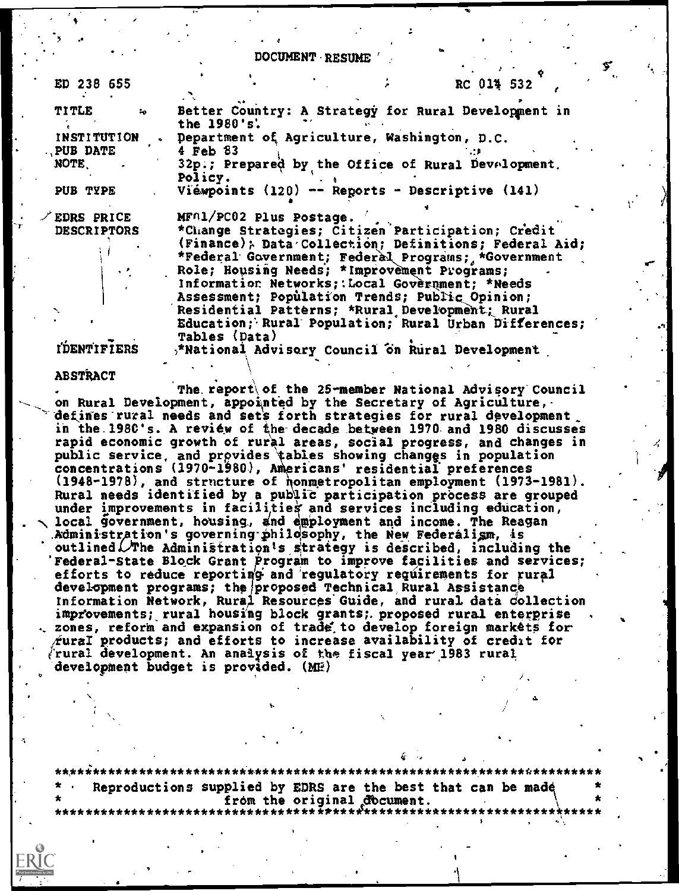DOCUMENT RESUME

ED 238 655 RC 014 532

| | |
|---|---|
| TITLE | Better Country: A Strategy for Rural Development in the 1980's. |
| INSTITUTION | Department of Agriculture, Washington, D.C. |
| PUB DATE | 4 Feb 83 |
| NOTE | 32p.; Prepared by the Office of Rural Development Policy. |
| PUB TYPE | Viewpoints (120) -- Reports - Descriptive (141) |
| EDRS PRICE | MF01/PC02 Plus Postage. |
| DESCRIPTORS | *Change Strategies; Citizen Participation; Credit (Finance); Data Collection; Definitions; Federal Aid; *Federal Government; Federal Programs; *Government Role; Housing Needs; *Improvement Programs; Information Networks; Local Government; *Needs Assessment; Population Trends; Public Opinion; Residential Patterns; *Rural Development; Rural Education; Rural Population; Rural Urban Differences; Tables (Data) |
| IDENTIFIERS | *National Advisory Council on Rural Development |

ABSTRACT

The report of the 25-member National Advisory Council on Rural Development, appointed by the Secretary of Agriculture, defines rural needs and sets forth strategies for rural development in the 1980's. A review of the decade between 1970 and 1980 discusses rapid economic growth of rural areas, social progress, and changes in public service, and provides tables showing changes in population concentrations (1970-1980), Americans' residential preferences (1948-1978), and structure of nonmetropolitan employment (1973-1981). Rural needs identified by a public participation process are grouped under improvements in facilities and services including education, local government, housing, and employment and income. The Reagan Administration's governing philosophy, the New Federalism, is outlined. The Administration's strategy is described, including the Federal-State Block Grant Program to improve facilities and services; efforts to reduce reporting and regulatory requirements for rural development programs; the proposed Technical Rural Assistance Information Network, Rural Resources Guide, and rural data collection improvements; rural housing block grants; proposed rural enterprise zones, reform and expansion of trade to develop foreign markets for rural products; and efforts to increase availability of credit for rural development. An analysis of the fiscal year 1983 rural development budget is provided. (MH)

***********************************************************************
* Reproductions supplied by EDRS are the best that can be made *
* from the original document. *
***********************************************************************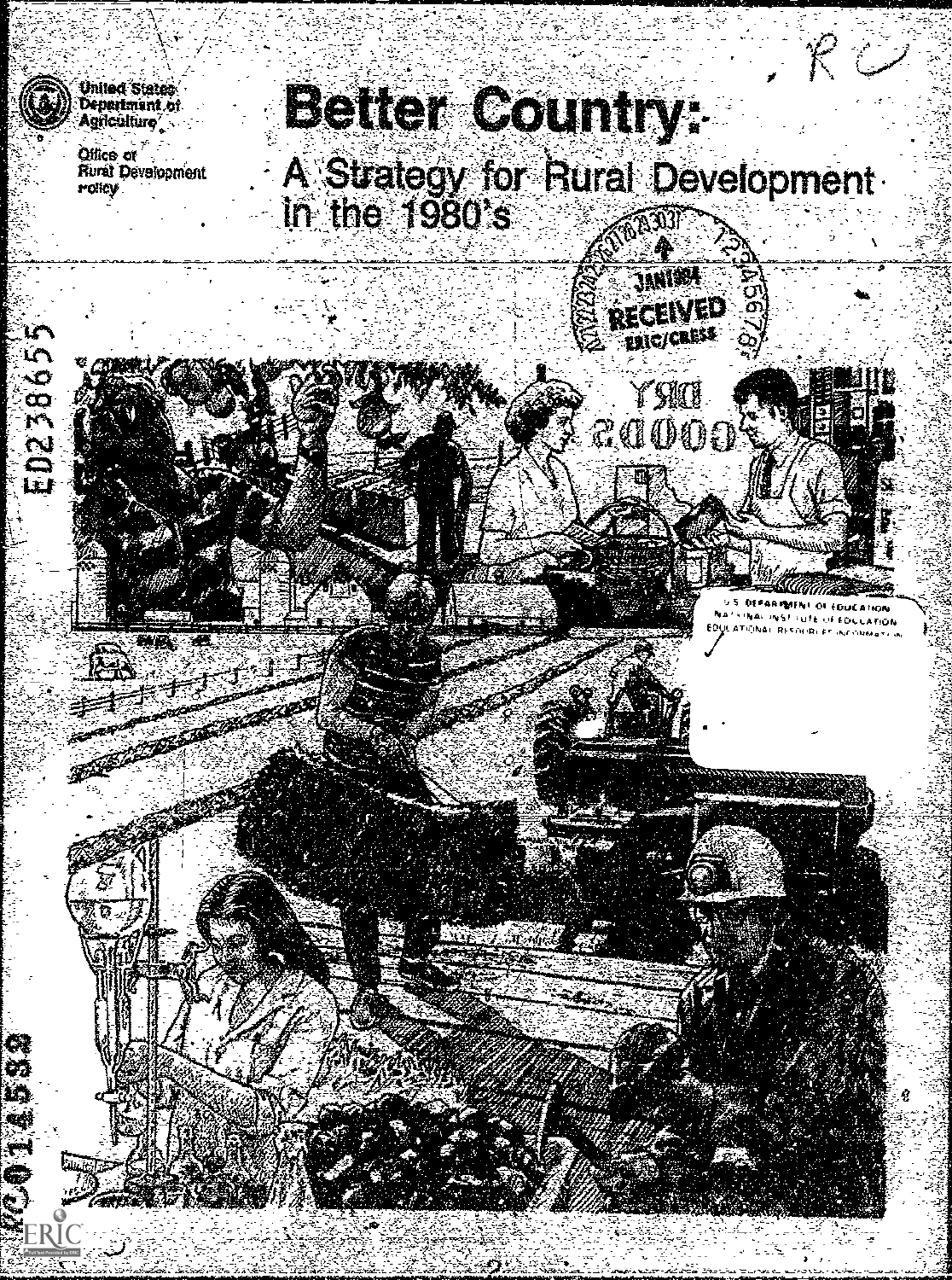United States Department of Agriculture

Office of Rural Development Policy

# Better Country:

## A Strategy for Rural Development in the 1980's

ED238655

RECEIVED JAN 1984 ERIC/CRESS

U.S. DEPARTMENT OF EDUCATION
NATIONAL INSTITUTE OF EDUCATION
EDUCATIONAL RESOURCES INFORMATION

RC014592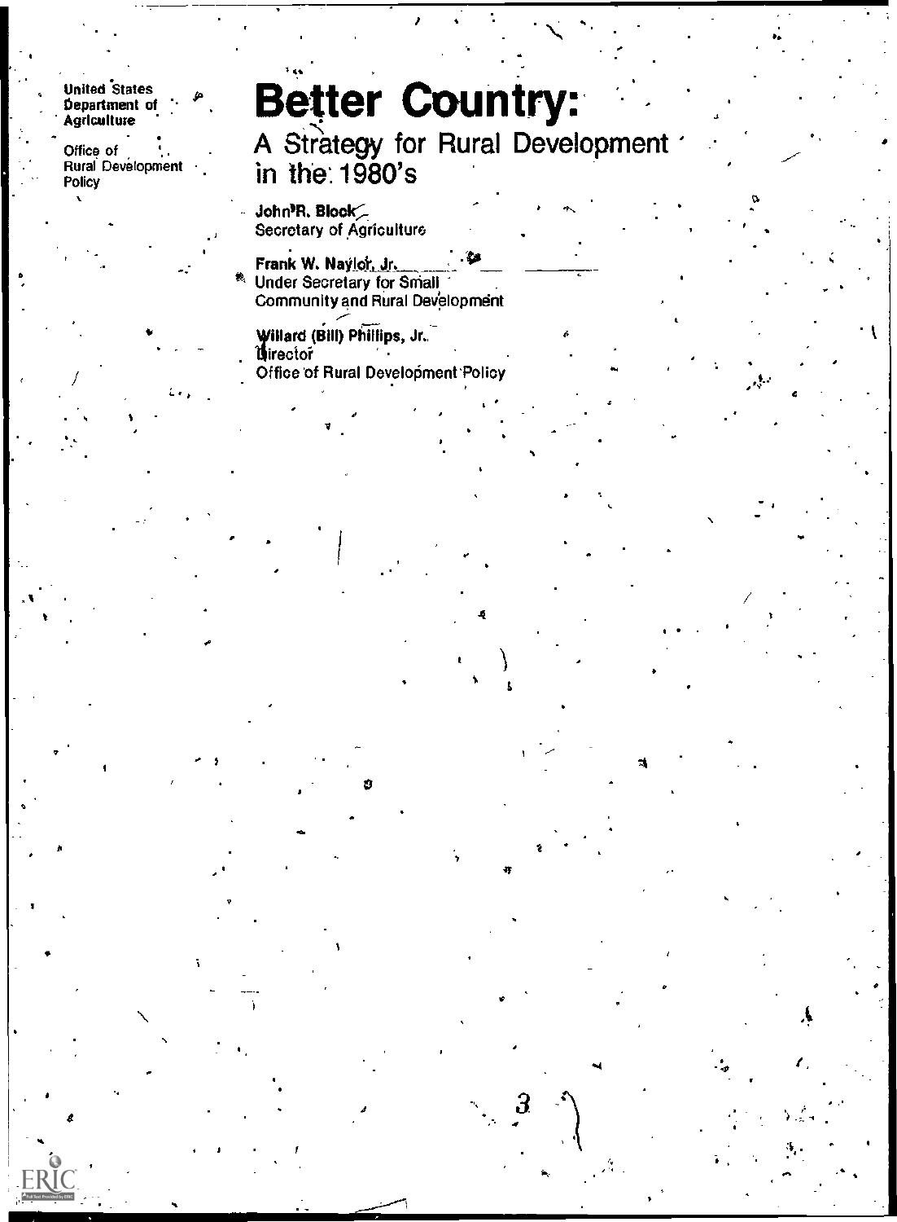United States Department of Agriculture

Office of Rural Development Policy

# Better Country:

## A Strategy for Rural Development in the 1980's

**John R. Block**
Secretary of Agriculture

**Frank W. Naylor, Jr.**
Under Secretary for Small Community and Rural Development

**Willard (Bill) Phillips, Jr.**
Director
Office of Rural Development Policy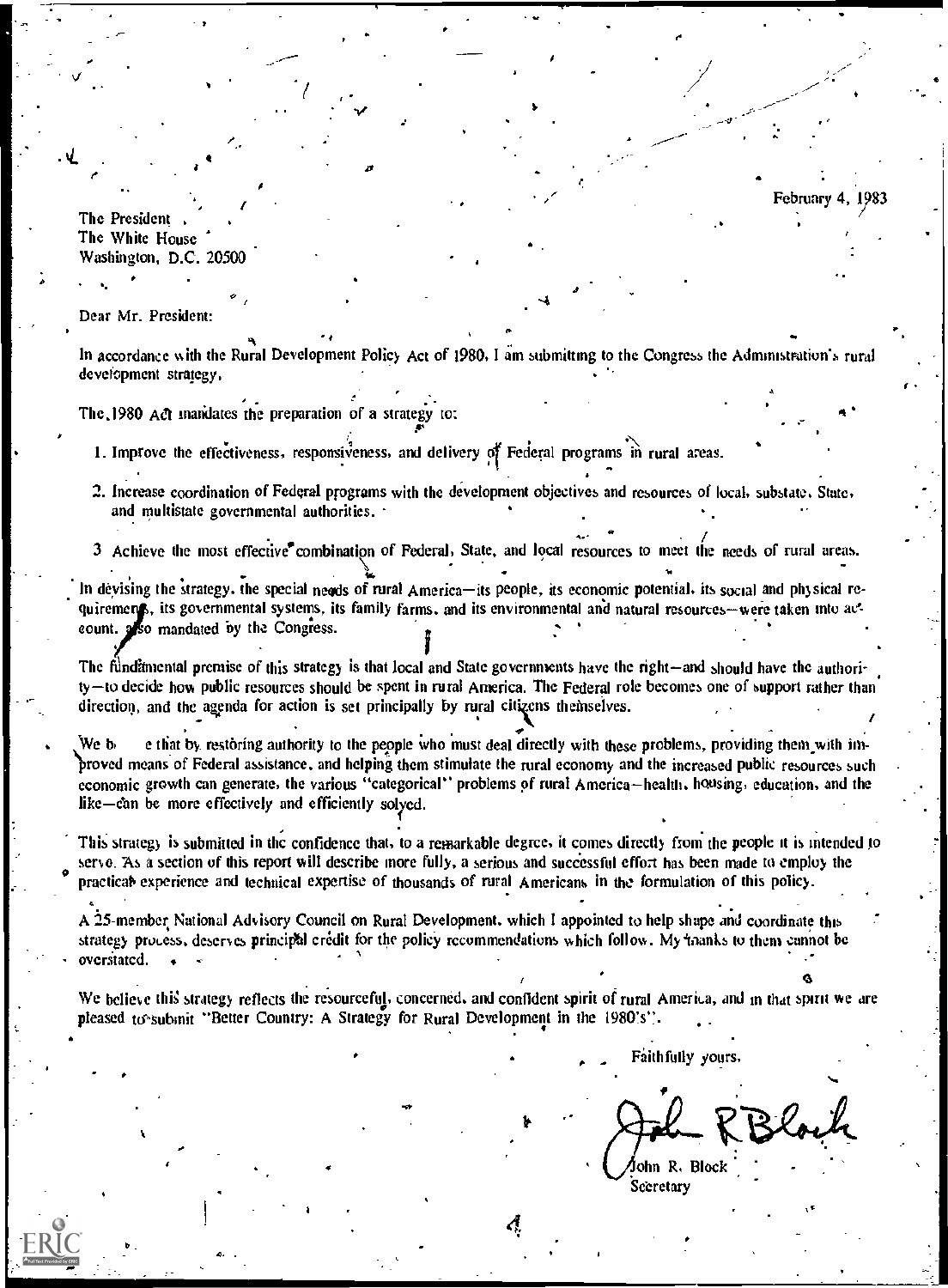February 4, 1983

The President
The White House
Washington, D.C. 20500

Dear Mr. President:

In accordance with the Rural Development Policy Act of 1980, I am submitting to the Congress the Administration's rural development strategy.

The 1980 Act mandates the preparation of a strategy to:

1. Improve the effectiveness, responsiveness, and delivery of Federal programs in rural areas.
2. Increase coordination of Federal programs with the development objectives and resources of local, substate, State, and multistate governmental authorities.
3. Achieve the most effective combination of Federal, State, and local resources to meet the needs of rural areas.

In devising the strategy, the special needs of rural America—its people, its economic potential, its social and physical requirements, its governmental systems, its family farms, and its environmental and natural resources—were taken into account, also mandated by the Congress.

The fundamental premise of this strategy is that local and State governments have the right—and should have the authority—to decide how public resources should be spent in rural America. The Federal role becomes one of support rather than direction, and the agenda for action is set principally by rural citizens themselves.

We b e that by restoring authority to the people who must deal directly with these problems, providing them with improved means of Federal assistance, and helping them stimulate the rural economy and the increased public resources such economic growth can generate, the various "categorical" problems of rural America—health, housing, education, and the like—can be more effectively and efficiently solved.

This strategy is submitted in the confidence that, to a remarkable degree, it comes directly from the people it is intended to serve. As a section of this report will describe more fully, a serious and successful effort has been made to employ the practical experience and technical expertise of thousands of rural Americans in the formulation of this policy.

A 25-member National Advisory Council on Rural Development, which I appointed to help shape and coordinate this strategy process, deserves principal credit for the policy recommendations which follow. My thanks to them cannot be overstated.

We believe this strategy reflects the resourceful, concerned, and confident spirit of rural America, and in that spirit we are pleased to submit "Better Country: A Strategy for Rural Development in the 1980's".

Faithfully yours,

John R. Block
Secretary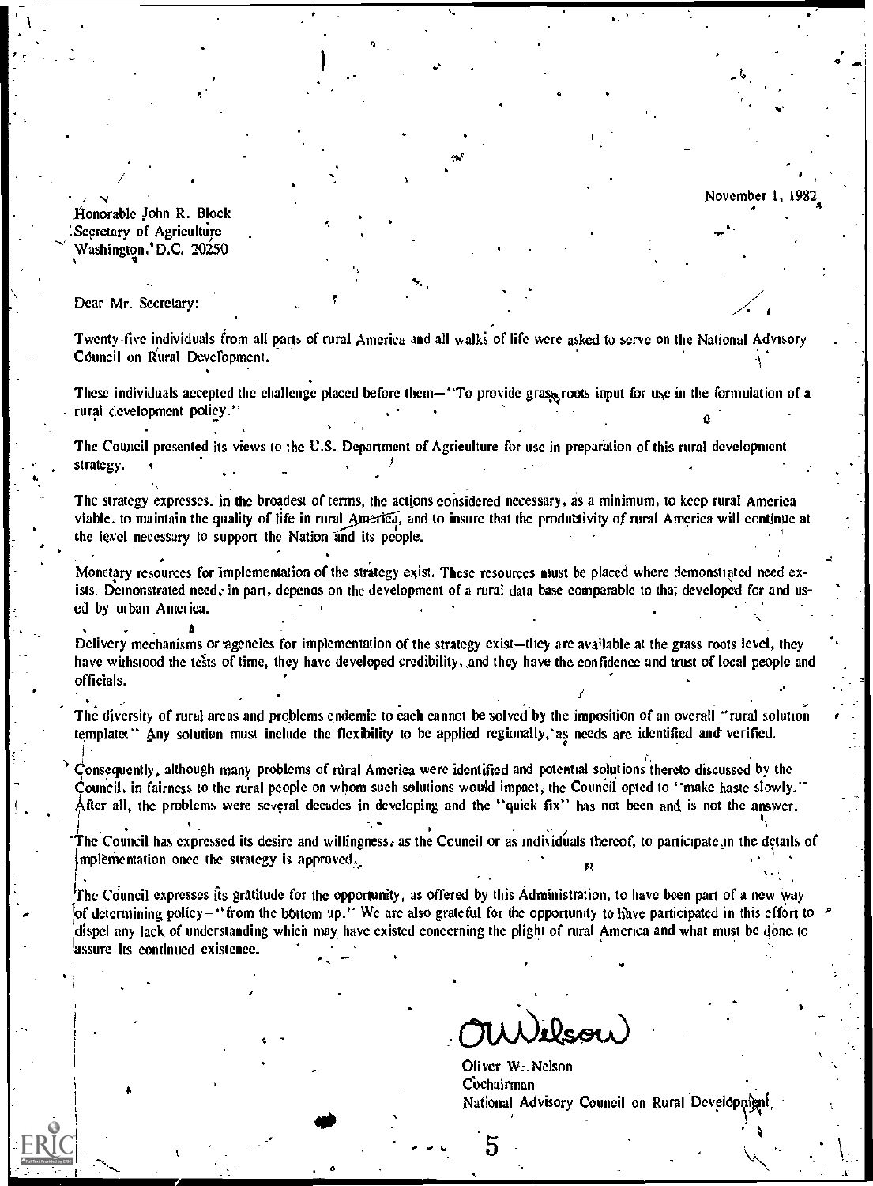November 1, 1982

Honorable John R. Block
Secretary of Agriculture
Washington, D.C. 20250

Dear Mr. Secretary:

Twenty-five individuals from all parts of rural America and all walks of life were asked to serve on the National Advisory Council on Rural Development.

These individuals accepted the challenge placed before them—"To provide grass roots input for use in the formulation of a rural development policy."

The Council presented its views to the U.S. Department of Agriculture for use in preparation of this rural development strategy.

The strategy expresses, in the broadest of terms, the actions considered necessary, as a minimum, to keep rural America viable, to maintain the quality of life in rural America, and to insure that the productivity of rural America will continue at the level necessary to support the Nation and its people.

Monetary resources for implementation of the strategy exist. These resources must be placed where demonstrated need exists. Demonstrated need, in part, depends on the development of a rural data base comparable to that developed for and used by urban America.

Delivery mechanisms or agencies for implementation of the strategy exist—they are available at the grass roots level, they have withstood the tests of time, they have developed credibility, and they have the confidence and trust of local people and officials.

The diversity of rural areas and problems endemic to each cannot be solved by the imposition of an overall "rural solution template." Any solution must include the flexibility to be applied regionally, as needs are identified and verified.

Consequently, although many problems of rural America were identified and potential solutions thereto discussed by the Council, in fairness to the rural people on whom such solutions would impact, the Council opted to "make haste slowly." After all, the problems were several decades in developing and the "quick fix" has not been and is not the answer.

The Council has expressed its desire and willingness, as the Council or as individuals thereof, to participate in the details of implementation once the strategy is approved.

The Council expresses its gratitude for the opportunity, as offered by this Administration, to have been part of a new way of determining policy—"from the bottom up." We are also grateful for the opportunity to have participated in this effort to dispel any lack of understanding which may have existed concerning the plight of rural America and what must be done to assure its continued existence.

OWNelson

Oliver W. Nelson
Cochairman
National Advisory Council on Rural Development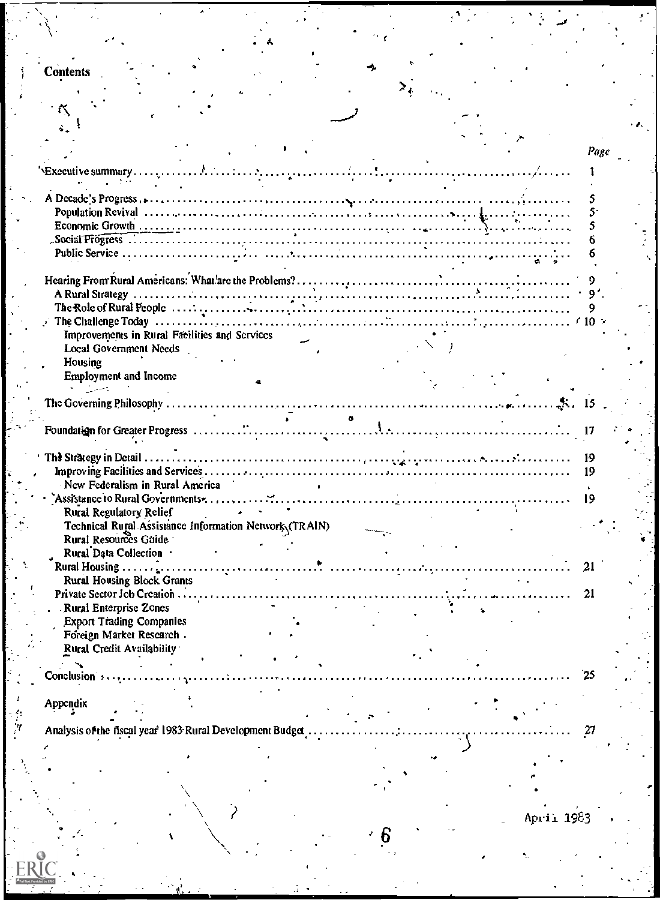# Contents

| | Page |
|---|---|
| Executive summary | 1 |
| A Decade's Progress | 5 |
| Population Revival | 5 |
| Economic Growth | 5 |
| Social Progress | 6 |
| Public Service | 6 |
| Hearing From Rural Americans: What are the Problems? | 9 |
| A Rural Strategy | 9 |
| The Role of Rural People | 9 |
| The Challenge Today | 10 |
| Improvements in Rural Facilities and Services | |
| Local Government Needs | |
| Housing | |
| Employment and Income | |
| The Governing Philosophy | 15 |
| Foundation for Greater Progress | 17 |
| The Strategy in Detail | 19 |
| Improving Facilities and Services | 19 |
| New Federalism in Rural America | |
| Assistance to Rural Governments | 19 |
| Rural Regulatory Relief | |
| Technical Rural Assistance Information Network (TRAIN) | |
| Rural Resources Guide | |
| Rural Data Collection | |
| Rural Housing | 21 |
| Rural Housing Block Grants | |
| Private Sector Job Creation | 21 |
| Rural Enterprise Zones | |
| Export Trading Companies | |
| Foreign Market Research | |
| Rural Credit Availability | |
| Conclusion | 25 |
| Appendix | |
| Analysis of the fiscal year 1983 Rural Development Budget | 27 |

April 1983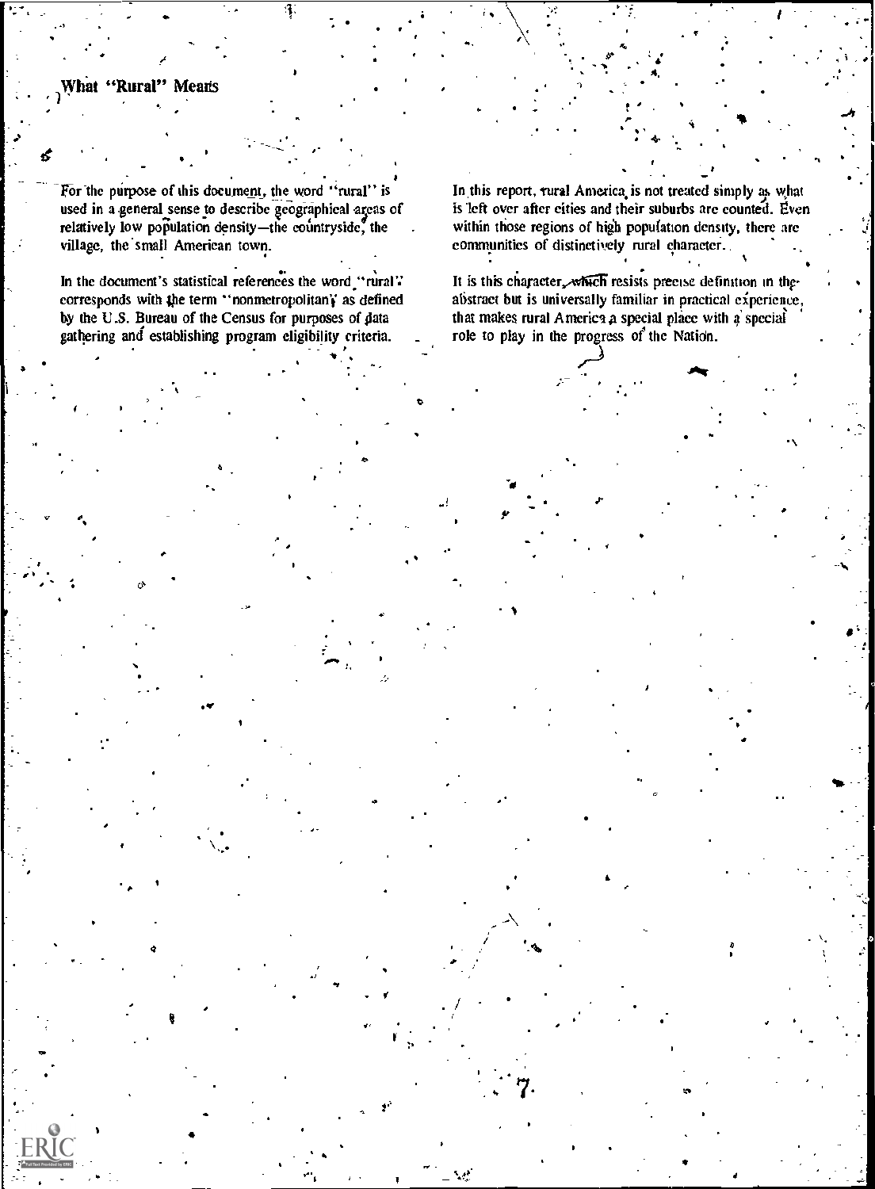## What "Rural" Means

For the purpose of this document, the word "rural" is used in a general sense to describe geographical areas of relatively low population density—the countryside, the village, the small American town.

In the document's statistical references the word "rural" corresponds with the term "nonmetropolitan" as defined by the U.S. Bureau of the Census for purposes of data gathering and establishing program eligibility criteria.

In this report, rural America is not treated simply as what is left over after cities and their suburbs are counted. Even within those regions of high population density, there are communities of distinctively rural character.

It is this character, which resists precise definition in the abstract but is universally familiar in practical experience, that makes rural America a special place with a special role to play in the progress of the Nation.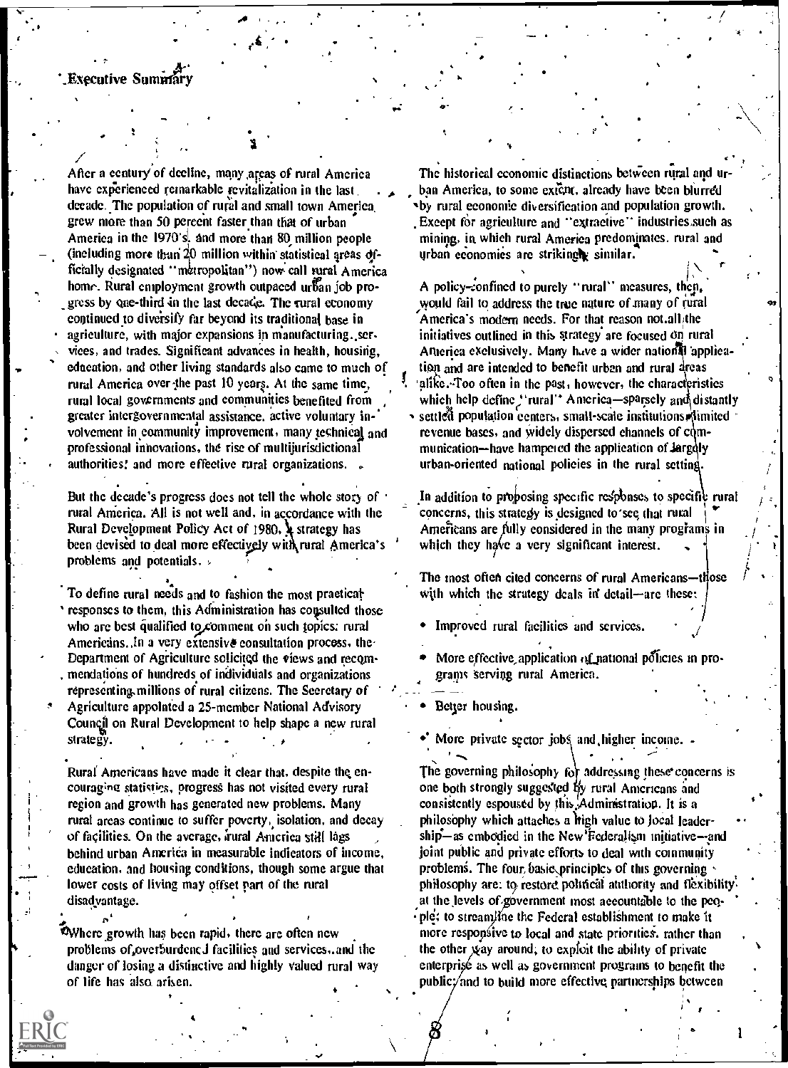# Executive Summary

After a century of decline, many areas of rural America have experienced remarkable revitalization in the last decade. The population of rural and small town America grew more than 50 percent faster than that of urban America in the 1970's, and more than 80 million people (including more than 20 million within statistical areas officially designated "metropolitan") now call rural America home. Rural employment growth outpaced urban job progress by one-third in the last decade. The rural economy continued to diversify far beyond its traditional base in agriculture, with major expansions in manufacturing, services, and trades. Significant advances in health, housing, education, and other living standards also came to much of rural America over the past 10 years. At the same time, rural local governments and communities benefited from greater intergovernmental assistance, active voluntary involvement in community improvement, many technical and professional innovations, the rise of multijurisdictional authorities, and more effective rural organizations.

But the decade's progress does not tell the whole story of rural America. All is not well and, in accordance with the Rural Development Policy Act of 1980, a strategy has been devised to deal more effectively with rural America's problems and potentials.

To define rural needs and to fashion the most practical responses to them, this Administration has consulted those who are best qualified to comment on such topics: rural Americans. In a very extensive consultation process, the Department of Agriculture solicited the views and recommendations of hundreds of individuals and organizations representing millions of rural citizens. The Secretary of Agriculture appointed a 25-member National Advisory Council on Rural Development to help shape a new rural strategy.

Rural Americans have made it clear that, despite the encouraging statistics, progress has not visited every rural region and growth has generated new problems. Many rural areas continue to suffer poverty, isolation, and decay of facilities. On the average, rural America still lags behind urban America in measurable indicators of income, education, and housing conditions, though some argue that lower costs of living may offset part of the rural disadvantage.

Where growth has been rapid, there are often new problems of overburdened facilities and services, and the danger of losing a distinctive and highly valued rural way of life has also arisen.

The historical economic distinctions between rural and urban America, to some extent, already have been blurred by rural economic diversification and population growth. Except for agriculture and "extractive" industries such as mining, in which rural America predominates, rural and urban economies are strikingly similar.

A policy confined to purely "rural" measures, then, would fail to address the true nature of many of rural America's modern needs. For that reason not all the initiatives outlined in this strategy are focused on rural America exclusively. Many have a wider national application and are intended to benefit urban and rural areas alike. Too often in the past, however, the characteristics which help define "rural" America—sparsely and distantly settled population centers, small-scale institutions, limited revenue bases, and widely dispersed channels of communication—have hampered the application of largely urban-oriented national policies in the rural setting.

In addition to proposing specific responses to specific rural concerns, this strategy is designed to see that rural Americans are fully considered in the many programs in which they have a very significant interest.

The most often cited concerns of rural Americans—those with which the strategy deals in detail—are these:

- Improved rural facilities and services.
- More effective application of national policies in programs serving rural America.
- Better housing.
- More private sector jobs and higher income.

The governing philosophy for addressing these concerns is one both strongly suggested by rural Americans and consistently espoused by this Administration. It is a philosophy which attaches a high value to local leadership—as embodied in the New Federalism initiative—and joint public and private efforts to deal with community problems. The four basic principles of this governing philosophy are: to restore political authority and flexibility at the levels of government most accountable to the people; to streamline the Federal establishment to make it more responsive to local and state priorities, rather than the other way around; to exploit the ability of private enterprise as well as government programs to benefit the public; and to build more effective partnerships between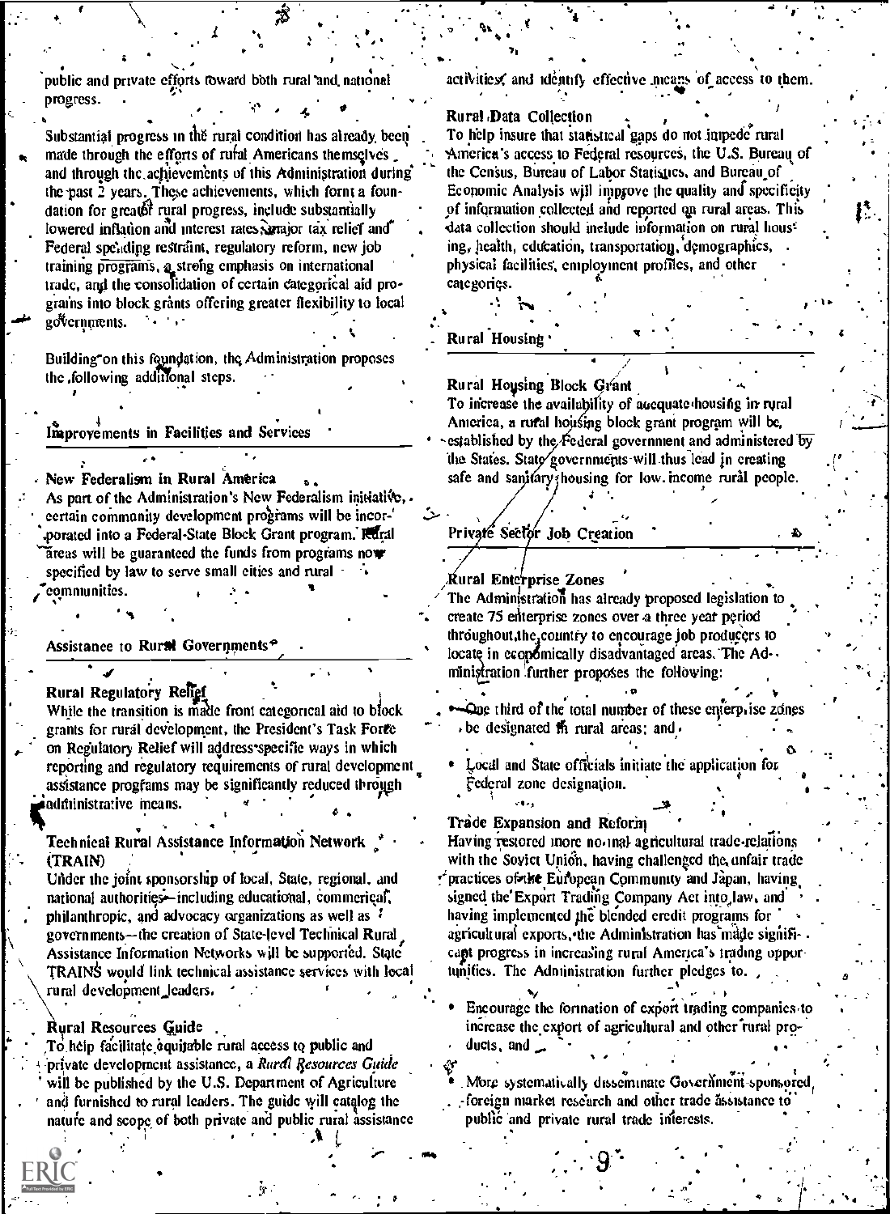public and private efforts toward both rural and national progress.

Substantial progress in the rural condition has already been made through the efforts of rural Americans themselves and through the achievements of this Administration during the past 2 years. These achievements, which form a foundation for greater rural progress, include substantially lowered inflation and interest rates, major tax relief and Federal spending restraint, regulatory reform, new job training programs, a strong emphasis on international trade, and the consolidation of certain categorical aid programs into block grants offering greater flexibility to local governments.

Building on this foundation, the Administration proposes the following additional steps.

## Improvements in Facilities and Services

**New Federalism in Rural America**
As part of the Administration's New Federalism initiative, certain community development programs will be incorporated into a Federal-State Block Grant program. Rural areas will be guaranteed the funds from programs now specified by law to serve small cities and rural communities.

## Assistance to Rural Governments

**Rural Regulatory Relief**
While the transition is made from categorical aid to block grants for rural development, the President's Task Force on Regulatory Relief will address specific ways in which reporting and regulatory requirements of rural development assistance programs may be significantly reduced through administrative means.

**Technical Rural Assistance Information Network (TRAIN)**
Under the joint sponsorship of local, State, regional, and national authorities—including educational, commercial, philanthropic, and advocacy organizations as well as governments—the creation of State-level Technical Rural Assistance Information Networks will be supported. State TRAINS would link technical assistance services with local rural development leaders.

**Rural Resources Guide**
To help facilitate equitable rural access to public and private development assistance, a *Rural Resources Guide* will be published by the U.S. Department of Agriculture and furnished to rural leaders. The guide will catalog the nature and scope of both private and public rural assistance activities, and identify effective means of access to them.

**Rural Data Collection**
To help insure that statistical gaps do not impede rural America's access to Federal resources, the U.S. Bureau of the Census, Bureau of Labor Statistics, and Bureau of Economic Analysis will improve the quality and specificity of information collected and reported on rural areas. This data collection should include information on rural housing, health, education, transportation, demographics, physical facilities, employment profiles, and other categories.

## Rural Housing

**Rural Housing Block Grant**
To increase the availability of adequate housing in rural America, a rural housing block grant program will be established by the Federal government and administered by the States. State governments will thus lead in creating safe and sanitary housing for low-income rural people.

## Private Sector Job Creation

**Rural Enterprise Zones**
The Administration has already proposed legislation to create 75 enterprise zones over a three year period throughout the country to encourage job producers to locate in economically disadvantaged areas. The Administration further proposes the following:

- One third of the total number of these enterprise zones be designated in rural areas; and
- Local and State officials initiate the application for Federal zone designation.

**Trade Expansion and Reform**
Having restored more normal agricultural trade relations with the Soviet Union, having challenged the unfair trade practices of the European Community and Japan, having signed the Export Trading Company Act into law, and having implemented the blended credit programs for agricultural exports, the Administration has made significant progress in increasing rural America's trading opportunities. The Administration further pledges to.

- Encourage the formation of export trading companies to increase the export of agricultural and other rural products, and
- More systematically disseminate Government-sponsored foreign market research and other trade assistance to public and private rural trade interests.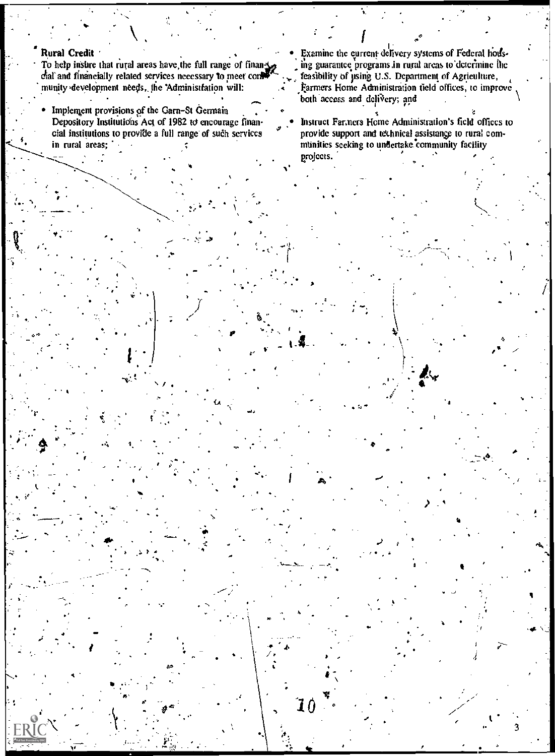**Rural Credit**

To help insure that rural areas have the full range of financial and financially related services necessary to meet community development needs, the Administration will:

- Implement provisions of the Garn–St Germain Depository Institutions Act of 1982 to encourage financial institutions to provide a full range of such services in rural areas;
- Examine the current delivery systems of Federal housing guarantee programs in rural areas to determine the feasibility of using U.S. Department of Agriculture, Farmers Home Administration field offices, to improve both access and delivery; and
- Instruct Farmers Home Administration's field offices to provide support and technical assistance to rural communities seeking to undertake community facility projects.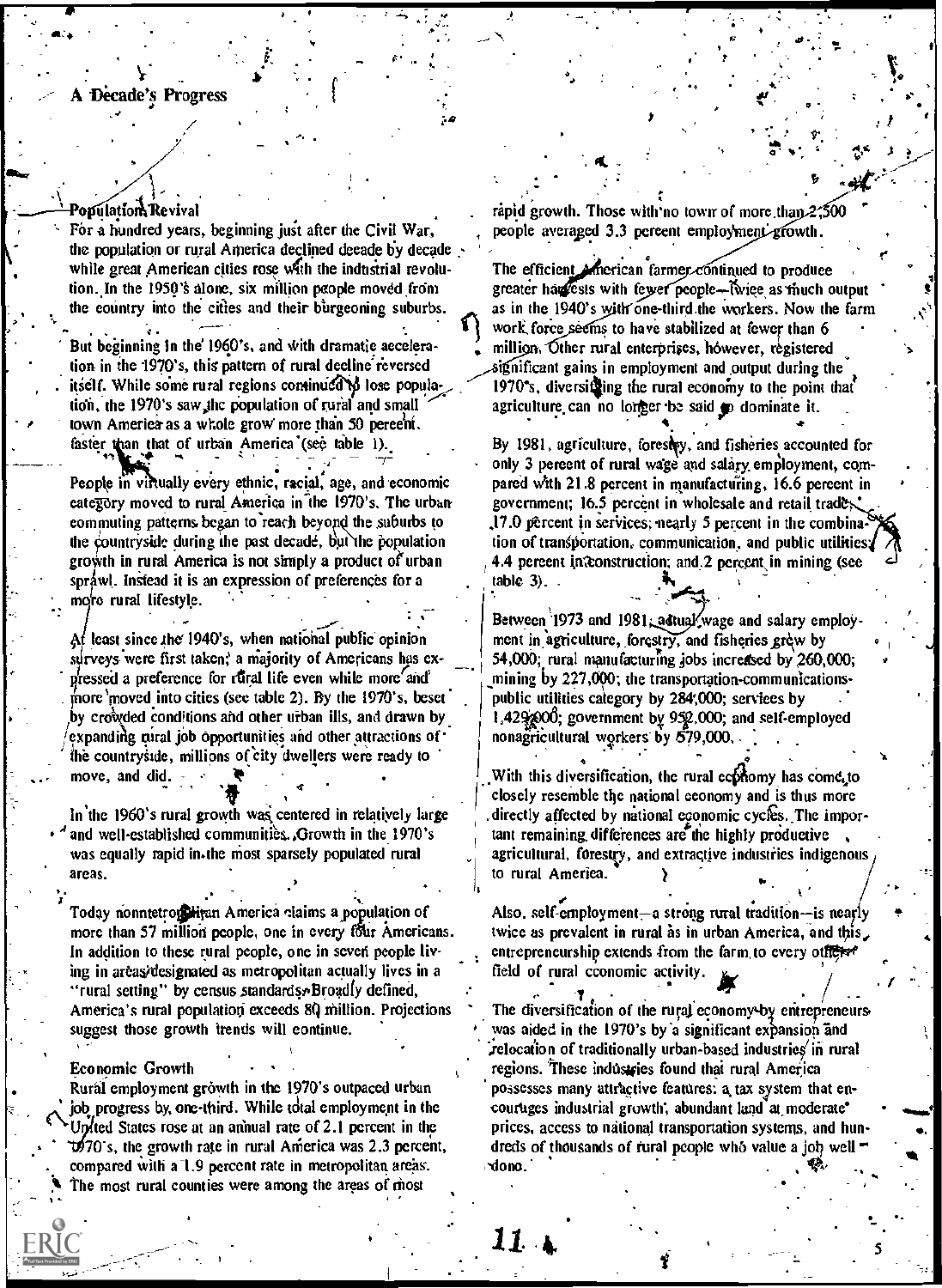## A Decade's Progress

### Population Revival

For a hundred years, beginning just after the Civil War, the population or rural America declined decade by decade while great American cities rose with the industrial revolution. In the 1950's alone, six million people moved from the country into the cities and their burgeoning suburbs.

But beginning in the 1960's, and with dramatic acceleration in the 1970's, this pattern of rural decline reversed itself. While some rural regions continued to lose population, the 1970's saw the population of rural and small town America as a whole grow more than 50 percent faster than that of urban America (see table 1).

People in virtually every ethnic, racial, age, and economic category moved to rural America in the 1970's. The urban commuting patterns began to reach beyond the suburbs to the countryside during the past decade, but the population growth in rural America is not simply a product of urban sprawl. Instead it is an expression of preferences for a more rural lifestyle.

At least since the 1940's, when national public opinion surveys were first taken, a majority of Americans has expressed a preference for rural life even while more and more moved into cities (see table 2). By the 1970's, beset by crowded conditions and other urban ills, and drawn by expanding rural job opportunities and other attractions of the countryside, millions of city dwellers were ready to move, and did.

In the 1960's rural growth was centered in relatively large and well-established communities. Growth in the 1970's was equally rapid in the most sparsely populated rural areas.

Today nonmetropolitan America claims a population of more than 57 million people, one in every four Americans. In addition to these rural people, one in seven people living in areas designated as metropolitan actually lives in a "rural setting" by census standards. Broadly defined, America's rural population exceeds 80 million. Projections suggest those growth trends will continue.

### Economic Growth

Rural employment growth in the 1970's outpaced urban job progress by one-third. While total employment in the United States rose at an annual rate of 2.1 percent in the 1970's, the growth rate in rural America was 2.3 percent, compared with a 1.9 percent rate in metropolitan areas. The most rural counties were among the areas of most rapid growth. Those with no town of more than 2,500 people averaged 3.3 percent employment growth.

The efficient American farmer continued to produce greater harvests with fewer people—twice as much output as in the 1940's with one-third the workers. Now the farm work force seems to have stabilized at fewer than 6 million. Other rural enterprises, however, registered significant gains in employment and output during the 1970's, diversifying the rural economy to the point that agriculture can no longer be said to dominate it.

By 1981, agriculture, forestry, and fisheries accounted for only 3 percent of rural wage and salary employment, compared with 21.8 percent in manufacturing, 16.6 percent in government; 16.5 percent in wholesale and retail trade; 17.0 percent in services; nearly 5 percent in the combination of transportation, communication, and public utilities; 4.4 percent in construction; and 2 percent in mining (see table 3).

Between 1973 and 1981, actual wage and salary employment in agriculture, forestry, and fisheries grew by 54,000; rural manufacturing jobs increased by 260,000; mining by 227,000; the transportation-communications-public utilities category by 284,000; services by 1,429,000; government by 952,000; and self-employed nonagricultural workers by 579,000.

With this diversification, the rural economy has come to closely resemble the national economy and is thus more directly affected by national economic cycles. The important remaining differences are the highly productive agricultural, forestry, and extractive industries indigenous to rural America.

Also, self-employment—a strong rural tradition—is nearly twice as prevalent in rural as in urban America, and this entrepreneurship extends from the farm to every other field of rural economic activity.

The diversification of the rural economy by entrepreneurs was aided in the 1970's by a significant expansion and relocation of traditionally urban-based industries in rural regions. These industries found that rural America possesses many attractive features: a tax system that encourages industrial growth, abundant land at moderate prices, access to national transportation systems, and hundreds of thousands of rural people who value a job well done.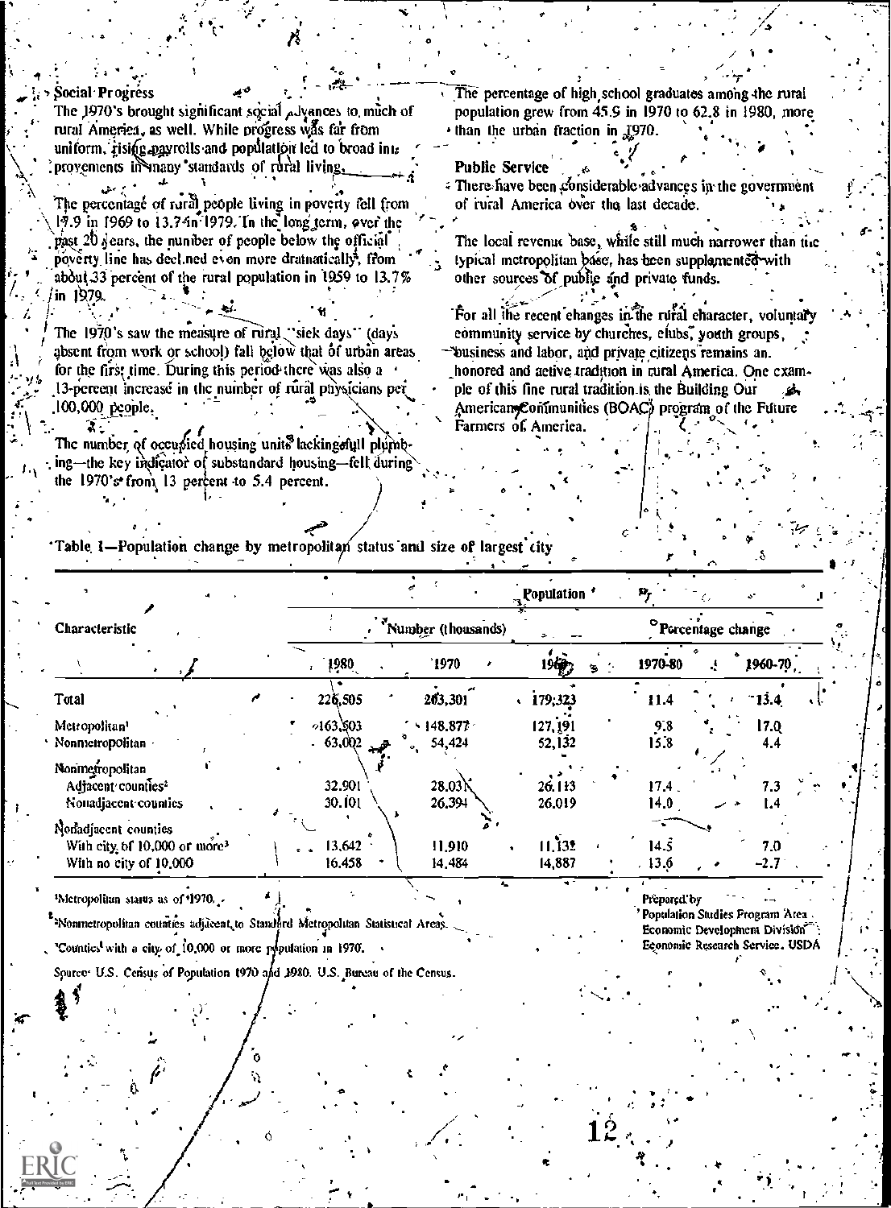## Social Progress

The 1970's brought significant social advances to much of rural America, as well. While progress was far from uniform, rising payrolls and population led to broad improvements in many standards of rural living.

The percentage of rural people living in poverty fell from 17.9 in 1969 to 13.7 in 1979. In the long term, over the past 20 years, the number of people below the official poverty line has declined even more dramatically, from about 33 percent of the rural population in 1959 to 13.7% in 1979.

The 1970's saw the measure of rural "sick days" (days absent from work or school) fall below that of urban areas for the first time. During this period there was also a 13-percent increase in the number of rural physicians per 100,000 people.

The number of occupied housing units lacking full plumbing—the key indicator of substandard housing—fell during the 1970's from 13 percent to 5.4 percent.

The percentage of high school graduates among the rural population grew from 45.9 in 1970 to 62.8 in 1980, more than the urban fraction in 1970.

## Public Service

There have been considerable advances in the government of rural America over the last decade.

The local revenue base, while still much narrower than the typical metropolitan base, has been supplemented with other sources of public and private funds.

For all the recent changes in the rural character, voluntary community service by churches, clubs, youth groups, business and labor, and private citizens remains an honored and active tradition in rural America. One example of this fine rural tradition is the Building Our American Communities (BOAC) program of the Future Farmers of America.

Table 1—Population change by metropolitan status and size of largest city

| Characteristic | Population | | | | |
|---|---|---|---|---|---|
| | Number (thousands) | | | Percentage change | |
| | 1980 | 1970 | 1960 | 1970-80 | 1960-70 |
| Total | 226,505 | 203,301 | 179,323 | 11.4 | 13.4 |
| Metropolitan[1] | 163,503 | 148,877 | 127,191 | 9.8 | 17.0 |
| Nonmetropolitan | 63,002 | 54,424 | 52,132 | 15.8 | 4.4 |
| Nonmetropolitan | | | | | |
| Adjacent counties[2] | 32,901 | 28,031 | 26,113 | 17.4 | 7.3 |
| Nonadjacent counties | 30,101 | 26,394 | 26,019 | 14.0 | 1.4 |
| Nonadjacent counties | | | | | |
| With city of 10,000 or more[3] | 13,642 | 11,910 | 11,132 | 14.5 | 7.0 |
| With no city of 10,000 | 16,458 | 14,484 | 14,887 | 13.6 | -2.7 |

[1]Metropolitan status as of 1970.

[2]Nonmetropolitan counties adjacent to Standard Metropolitan Statistical Areas.

[3]Counties with a city of 10,000 or more population in 1970.

Source: U.S. Census of Population 1970 and 1980. U.S. Bureau of the Census.

Prepared by Population Studies Program Area, Economic Development Division, Economic Research Service, USDA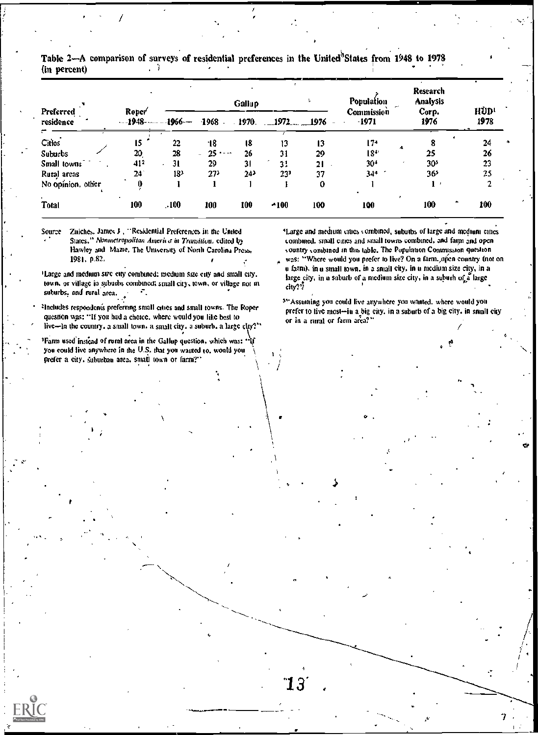**Table 2—A comparison of surveys of residential preferences in the United States from 1948 to 1978 (in percent)**

| Preferred residence | Roper 1948 | Gallup 1966 | Gallup 1968 | Gallup 1970 | Gallup 1972 | Gallup 1976 | Population Commission 1971 | Research Analysis Corp. 1976 | HUD[1] 1978 |
|---|---|---|---|---|---|---|---|---|---|
| Cities | 15 | 22 | 18 | 18 | 13 | 13 | 17[4] | 8 | 24 |
| Suburbs | 20 | 28 | 25 | 26 | 31 | 29 | 18[4] | 25 | 26 |
| Small towns | 41[2] | 31 | 29 | 31 | 31 | 21 | 30[4] | 30[5] | 23 |
| Rural areas | 24 | 18[3] | 27[3] | 24[3] | 23[3] | 37 | 34[4] | 36[5] | 25 |
| No opinion, other | 0 | 1 | 1 | 1 | 1 | 0 | 1 | 1 | 2 |
| Total | 100 | 100 | 100 | 100 | 100 | 100 | 100 | 100 | 100 |

Source: Zuiches, James J., "Residential Preferences in the United States," *Nonmetropolitan America in Transition*, edited by Hawley and Mazie, The University of North Carolina Press, 1981, p.82.

[1]Large and medium size city combined; medium size city and small city, town, or village in suburbs combined; small city, town, or village not in suburbs, and rural area.

[2]Includes respondents preferring small cities and small towns. The Roper question was: "If you had a choice, where would you like best to live—in the country, a small town, a small city, a suburb, a large city?"

[3]Farm used instead of rural area in the Gallup question, which was: "If you could live anywhere in the U.S. that you wanted to, would you prefer a city, suburban area, small town or farm?"

[4]Large and medium cities combined, suburbs of large and medium cities combined, small cities and small towns combined, and farm and open country combined in this table. The Population Commission question was: "Where would you prefer to live? On a farm, open country (not on a farm), in a small town, in a small city, in a medium size city, in a large city, in a suburb of a medium size city, in a suburb of a large city?"

[5]"Assuming you could live anywhere you wanted, where would you prefer to live most—in a big city, in a suburb of a big city, in small city or in a rural or farm area?"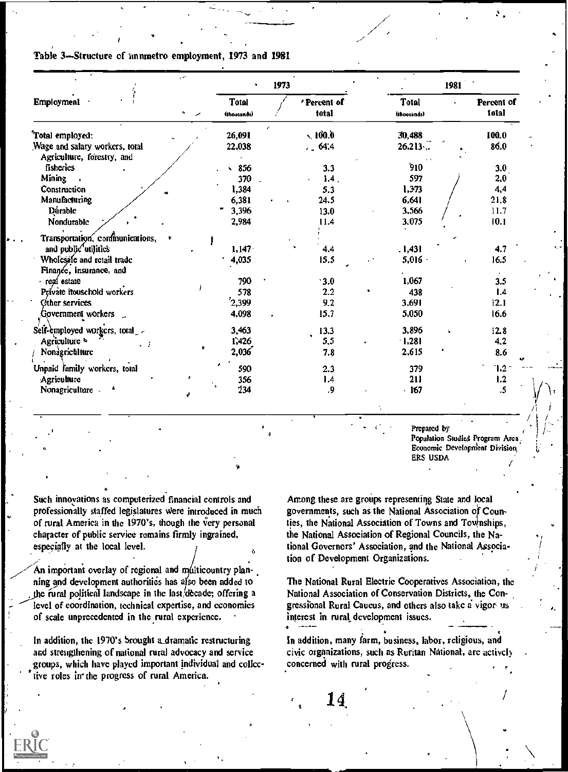Table 3—Structure of nonmetro employment, 1973 and 1981

| Employment | 1973 | | 1981 | |
|---|---|---|---|---|
| | Total (thousands) | Percent of total | Total (thousands) | Percent of total |
| Total employed: | 26,091 | 100.0 | 30,488 | 100.0 |
| Wage and salary workers, total | 22,038 | 64.4 | 26,213 | 86.0 |
| Agriculture, forestry, and fisheries | 856 | 3.3 | 910 | 3.0 |
| Mining | 370 | 1.4 | 597 | 2.0 |
| Construction | 1,384 | 5.3 | 1,373 | 4.4 |
| Manufacturing | 6,381 | 24.5 | 6,641 | 21.8 |
| Durable | 3,396 | 13.0 | 3,566 | 11.7 |
| Nondurable | 2,984 | 11.4 | 3,075 | 10.1 |
| Transportation, communications, and public utilities | 1,147 | 4.4 | 1,431 | 4.7 |
| Wholesale and retail trade | 4,035 | 15.5 | 5,016 | 16.5 |
| Finance, insurance, and real estate | 790 | 3.0 | 1,067 | 3.5 |
| Private household workers | 578 | 2.2 | 438 | 1.4 |
| Other services | 2,399 | 9.2 | 3,691 | 12.1 |
| Government workers | 4,098 | 15.7 | 5,050 | 16.6 |
| Self-employed workers, total | 3,463 | 13.3 | 3,896 | 12.8 |
| Agriculture | 1,426 | 5.5 | 1,281 | 4.2 |
| Nonagriculture | 2,036 | 7.8 | 2,615 | 8.6 |
| Unpaid family workers, total | 590 | 2.3 | 379 | 1.2 |
| Agriculture | 356 | 1.4 | 211 | 1.2 |
| Nonagriculture | 234 | .9 | 167 | .5 |

Prepared by
Population Studies Program Area
Economic Development Division
ERS USDA

Such innovations as computerized financial controls and professionally staffed legislatures were introduced in much of rural America in the 1970's, though the very personal character of public service remains firmly ingrained, especially at the local level.

An important overlay of regional and multicountry planning and development authorities has also been added to the rural political landscape in the last decade; offering a level of coordination, technical expertise, and economics of scale unprecedented in the rural experience.

In addition, the 1970's brought a dramatic restructuring and strengthening of national rural advocacy and service groups, which have played important individual and collective roles in the progress of rural America.

Among these are groups representing State and local governments, such as the National Association of Counties, the National Association of Towns and Townships, the National Association of Regional Councils, the National Governors' Association, and the National Association of Development Organizations.

The National Rural Electric Cooperatives Association, the National Association of Conservation Districts, the Congressional Rural Caucus, and others also take a vigorous interest in rural development issues.

In addition, many farm, business, labor, religious, and civic organizations, such as Ruritan National, are actively concerned with rural progress.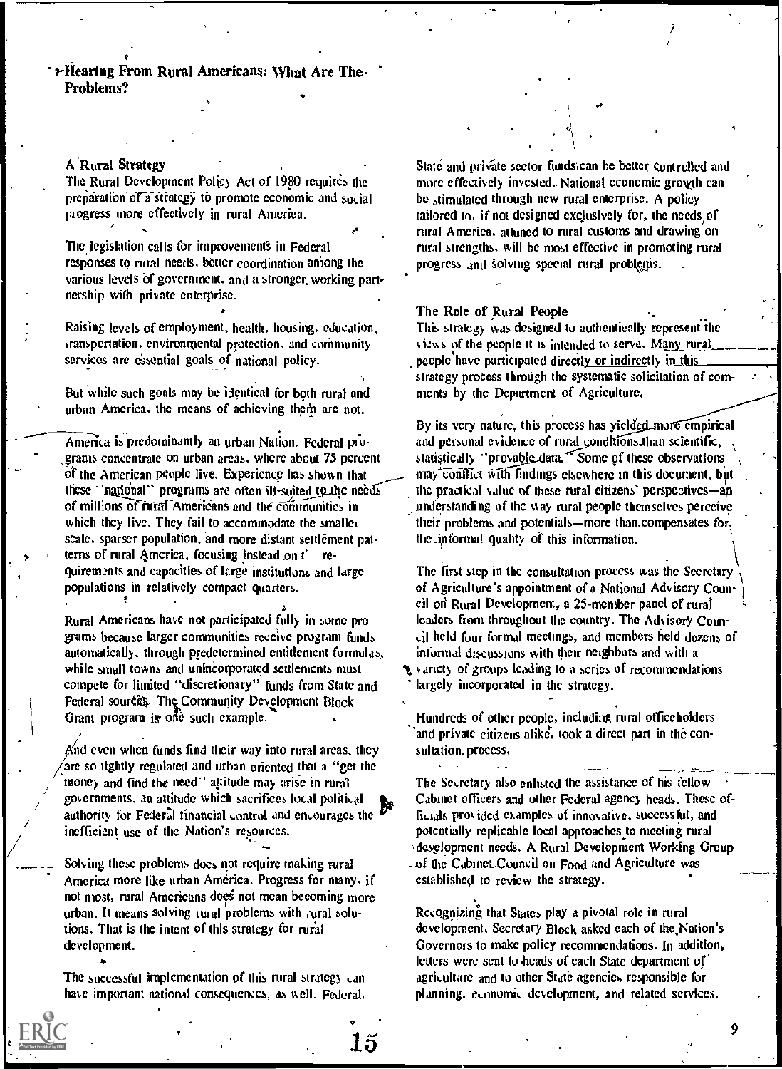## Hearing From Rural Americans: What Are The Problems?

### A Rural Strategy

The Rural Development Policy Act of 1980 requires the preparation of a strategy to promote economic and social progress more effectively in rural America.

The legislation calls for improvements in Federal responses to rural needs, better coordination among the various levels of government, and a stronger working partnership with private enterprise.

Raising levels of employment, health, housing, education, transportation, environmental protection, and community services are essential goals of national policy.

But while such goals may be identical for both rural and urban America, the means of achieving them are not.

America is predominantly an urban Nation. Federal programs concentrate on urban areas, where about 75 percent of the American people live. Experience has shown that these "national" programs are often ill-suited to the needs of millions of rural Americans and the communities in which they live. They fail to accommodate the smaller scale, sparser population, and more distant settlement patterns of rural America, focusing instead on the requirements and capacities of large institutions and large populations in relatively compact quarters.

Rural Americans have not participated fully in some programs because larger communities receive program funds automatically, through predetermined entitlement formulas, while small towns and unincorporated settlements must compete for limited "discretionary" funds from State and Federal sources. The Community Development Block Grant program is one such example.

And even when funds find their way into rural areas, they are so tightly regulated and urban oriented that a "get the money and find the need" attitude may arise in rural governments, an attitude which sacrifices local political authority for Federal financial control and encourages the inefficient use of the Nation's resources.

Solving these problems does not require making rural America more like urban America. Progress for many, if not most, rural Americans does not mean becoming more urban. It means solving rural problems with rural solutions. That is the intent of this strategy for rural development.

The successful implementation of this rural strategy can have important national consequences, as well. Federal, State and private sector funds can be better controlled and more effectively invested. National economic growth can be stimulated through new rural enterprise. A policy tailored to, if not designed exclusively for, the needs of rural America, attuned to rural customs and drawing on rural strengths, will be most effective in promoting rural progress and solving special rural problems.

### The Role of Rural People

This strategy was designed to authentically represent the views of the people it is intended to serve. Many rural people have participated directly or indirectly in this strategy process through the systematic solicitation of comments by the Department of Agriculture.

By its very nature, this process has yielded more empirical and personal evidence of rural conditions than scientific, statistically "provable data." Some of these observations may conflict with findings elsewhere in this document, but the practical value of these rural citizens' perspectives—an understanding of the way rural people themselves perceive their problems and potentials—more than compensates for the informal quality of this information.

The first step in the consultation process was the Secretary of Agriculture's appointment of a National Advisory Council on Rural Development, a 25-member panel of rural leaders from throughout the country. The Advisory Council held four formal meetings, and members held dozens of informal discussions with their neighbors and with a variety of groups leading to a series of recommendations largely incorporated in the strategy.

Hundreds of other people, including rural officeholders and private citizens alike, took a direct part in the consultation process.

The Secretary also enlisted the assistance of his fellow Cabinet officers and other Federal agency heads. These officials provided examples of innovative, successful, and potentially replicable local approaches to meeting rural development needs. A Rural Development Working Group of the Cabinet Council on Food and Agriculture was established to review the strategy.

Recognizing that States play a pivotal role in rural development, Secretary Block asked each of the Nation's Governors to make policy recommendations. In addition, letters were sent to heads of each State department of agriculture and to other State agencies responsible for planning, economic development, and related services.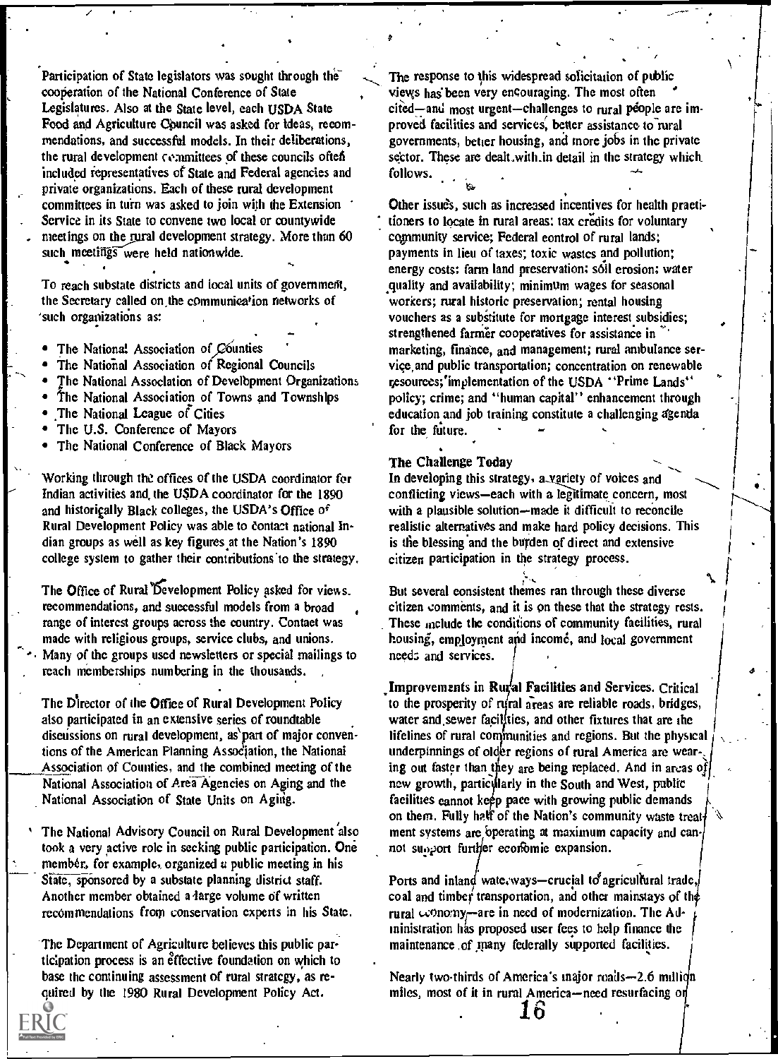Participation of State legislators was sought through the cooperation of the National Conference of State Legislatures. Also at the State level, each USDA State Food and Agriculture Council was asked for ideas, recommendations, and successful models. In their deliberations, the rural development committees of these councils often included representatives of State and Federal agencies and private organizations. Each of these rural development committees in turn was asked to join with the Extension Service in its State to convene two local or countywide meetings on the rural development strategy. More than 60 such meetings were held nationwide.

To reach substate districts and local units of government, the Secretary called on the communication networks of such organizations as:

- The National Association of Counties
- The National Association of Regional Councils
- The National Association of Development Organizations
- The National Association of Towns and Townships
- The National League of Cities
- The U.S. Conference of Mayors
- The National Conference of Black Mayors

Working through the offices of the USDA coordinator for Indian activities and the USDA coordinator for the 1890 and historically Black colleges, the USDA's Office of Rural Development Policy was able to contact national Indian groups as well as key figures at the Nation's 1890 college system to gather their contributions to the strategy.

The Office of Rural Development Policy asked for views, recommendations, and successful models from a broad range of interest groups across the country. Contact was made with religious groups, service clubs, and unions. Many of the groups used newsletters or special mailings to reach memberships numbering in the thousands.

The Director of the Office of Rural Development Policy also participated in an extensive series of roundtable discussions on rural development, as part of major conventions of the American Planning Association, the National Association of Counties, and the combined meeting of the National Association of Area Agencies on Aging and the National Association of State Units on Aging.

The National Advisory Council on Rural Development also took a very active role in seeking public participation. One member, for example, organized a public meeting in his State, sponsored by a substate planning district staff. Another member obtained a large volume of written recommendations from conservation experts in his State.

The Department of Agriculture believes this public participation process is an effective foundation on which to base the continuing assessment of rural strategy, as required by the 1980 Rural Development Policy Act.

The response to this widespread solicitation of public views has been very encouraging. The most often cited—and most urgent—challenges to rural people are improved facilities and services, better assistance to rural governments, better housing, and more jobs in the private sector. These are dealt with in detail in the strategy which follows.

Other issues, such as increased incentives for health practitioners to locate in rural areas; tax credits for voluntary community service; Federal control of rural lands; payments in lieu of taxes; toxic wastes and pollution; energy costs; farm land preservation; soil erosion; water quality and availability; minimum wages for seasonal workers; rural historic preservation; rental housing vouchers as a substitute for mortgage interest subsidies; strengthened farmer cooperatives for assistance in marketing, finance, and management; rural ambulance service and public transportation; concentration on renewable resources; implementation of the USDA "Prime Lands" policy; crime; and "human capital" enhancement through education and job training constitute a challenging agenda for the future.

### The Challenge Today

In developing this strategy, a variety of voices and conflicting views—each with a legitimate concern, most with a plausible solution—made it difficult to reconcile realistic alternatives and make hard policy decisions. This is the blessing and the burden of direct and extensive citizen participation in the strategy process.

But several consistent themes ran through these diverse citizen comments, and it is on these that the strategy rests. These include the conditions of community facilities, rural housing, employment and income, and local government needs and services.

**Improvements in Rural Facilities and Services.** Critical to the prosperity of rural areas are reliable roads, bridges, water and sewer facilities, and other fixtures that are the lifelines of rural communities and regions. But the physical underpinnings of older regions of rural America are wearing out faster than they are being replaced. And in areas of new growth, particularly in the South and West, public facilities cannot keep pace with growing public demands on them. Fully half of the Nation's community waste treatment systems are operating at maximum capacity and cannot support further economic expansion.

Ports and inland waterways—crucial to agricultural trade, coal and timber transportation, and other mainstays of the rural economy—are in need of modernization. The Administration has proposed user fees to help finance the maintenance of many federally supported facilities.

Nearly two-thirds of America's major roads—2.6 million miles, most of it in rural America—need resurfacing or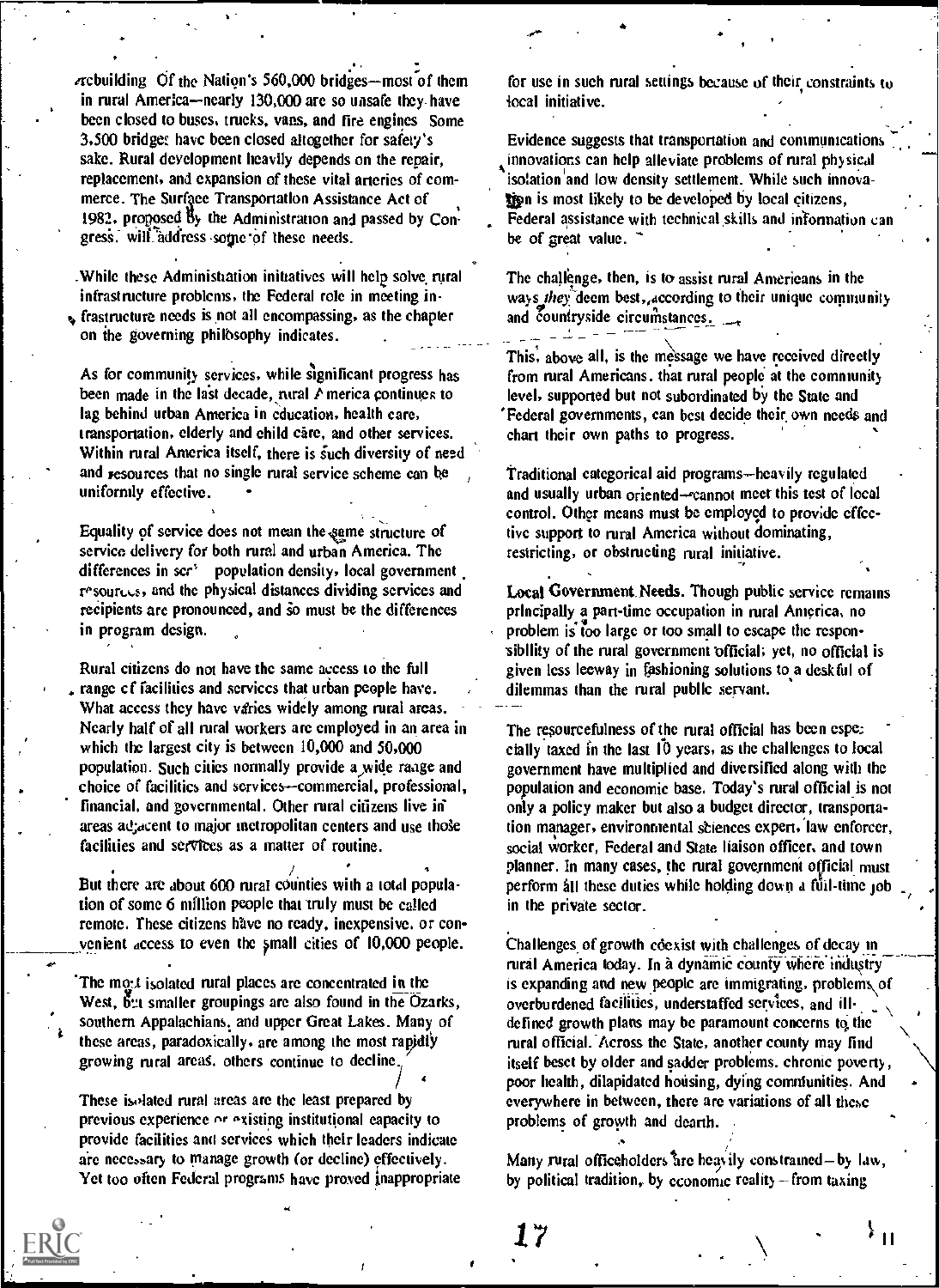rebuilding Of the Nation's 560,000 bridges—most of them in rural America—nearly 130,000 are so unsafe they have been closed to buses, trucks, vans, and fire engines Some 3,500 bridges have been closed altogether for safety's sake. Rural development heavily depends on the repair, replacement, and expansion of these vital arteries of commerce. The Surface Transportation Assistance Act of 1982, proposed by the Administration and passed by Congress, will address some of these needs.

While these Administration initiatives will help solve rural infrastructure problems, the Federal role in meeting infrastructure needs is not all encompassing, as the chapter on the governing philosophy indicates.

As for community services, while significant progress has been made in the last decade, rural America continues to lag behind urban America in education, health care, transportation, elderly and child care, and other services. Within rural America itself, there is such diversity of need and resources that no single rural service scheme can be uniformly effective.

Equality of service does not mean the same structure of service delivery for both rural and urban America. The differences in scale, population density, local government resources, and the physical distances dividing services and recipients are pronounced, and so must be the differences in program design.

Rural citizens do not have the same access to the full range of facilities and services that urban people have. What access they have varies widely among rural areas. Nearly half of all rural workers are employed in an area in which the largest city is between 10,000 and 50,000 population. Such cities normally provide a wide range and choice of facilities and services—commercial, professional, financial, and governmental. Other rural citizens live in areas adjacent to major metropolitan centers and use those facilities and services as a matter of routine.

But there are about 600 rural counties with a total population of some 6 million people that truly must be called remote. These citizens have no ready, inexpensive, or convenient access to even the small cities of 10,000 people.

The most isolated rural places are concentrated in the West, but smaller groupings are also found in the Ozarks, southern Appalachians, and upper Great Lakes. Many of these areas, paradoxically, are among the most rapidly growing rural areas, others continue to decline.

These isolated rural areas are the least prepared by previous experience or existing institutional capacity to provide facilities and services which their leaders indicate are necessary to manage growth (or decline) effectively. Yet too often Federal programs have proved inappropriate for use in such rural settings because of their constraints to local initiative.

Evidence suggests that transportation and communications innovations can help alleviate problems of rural physical isolation and low density settlement. While such innovation is most likely to be developed by local citizens, Federal assistance with technical skills and information can be of great value.

The challenge, then, is to assist rural Americans in the ways *they* deem best, according to their unique community and countryside circumstances.

This, above all, is the message we have received directly from rural Americans. that rural people at the community level, supported but not subordinated by the State and Federal governments, can best decide their own needs and chart their own paths to progress.

Traditional categorical aid programs—heavily regulated and usually urban oriented—cannot meet this test of local control. Other means must be employed to provide effective support to rural America without dominating, restricting, or obstructing rural initiative.

**Local Government Needs.** Though public service remains principally a part-time occupation in rural America, no problem is too large or too small to escape the responsibility of the rural government official; yet, no official is given less leeway in fashioning solutions to a deskful of dilemmas than the rural public servant.

The resourcefulness of the rural official has been especially taxed in the last 10 years, as the challenges to local government have multiplied and diversified along with the population and economic base. Today's rural official is not only a policy maker but also a budget director, transportation manager, environmental sciences expert, law enforcer, social worker, Federal and State liaison officer, and town planner. In many cases, the rural government official must perform all these duties while holding down a full-time job in the private sector.

Challenges of growth coexist with challenges of decay in rural America today. In a dynamic county where industry is expanding and new people are immigrating, problems of overburdened facilities, understaffed services, and ill-defined growth plans may be paramount concerns to the rural official. Across the State, another county may find itself beset by older and sadder problems. chronic poverty, poor health, dilapidated housing, dying communities. And everywhere in between, there are variations of all these problems of growth and dearth.

Many rural officeholders are heavily constrained—by law, by political tradition, by economic reality—from taxing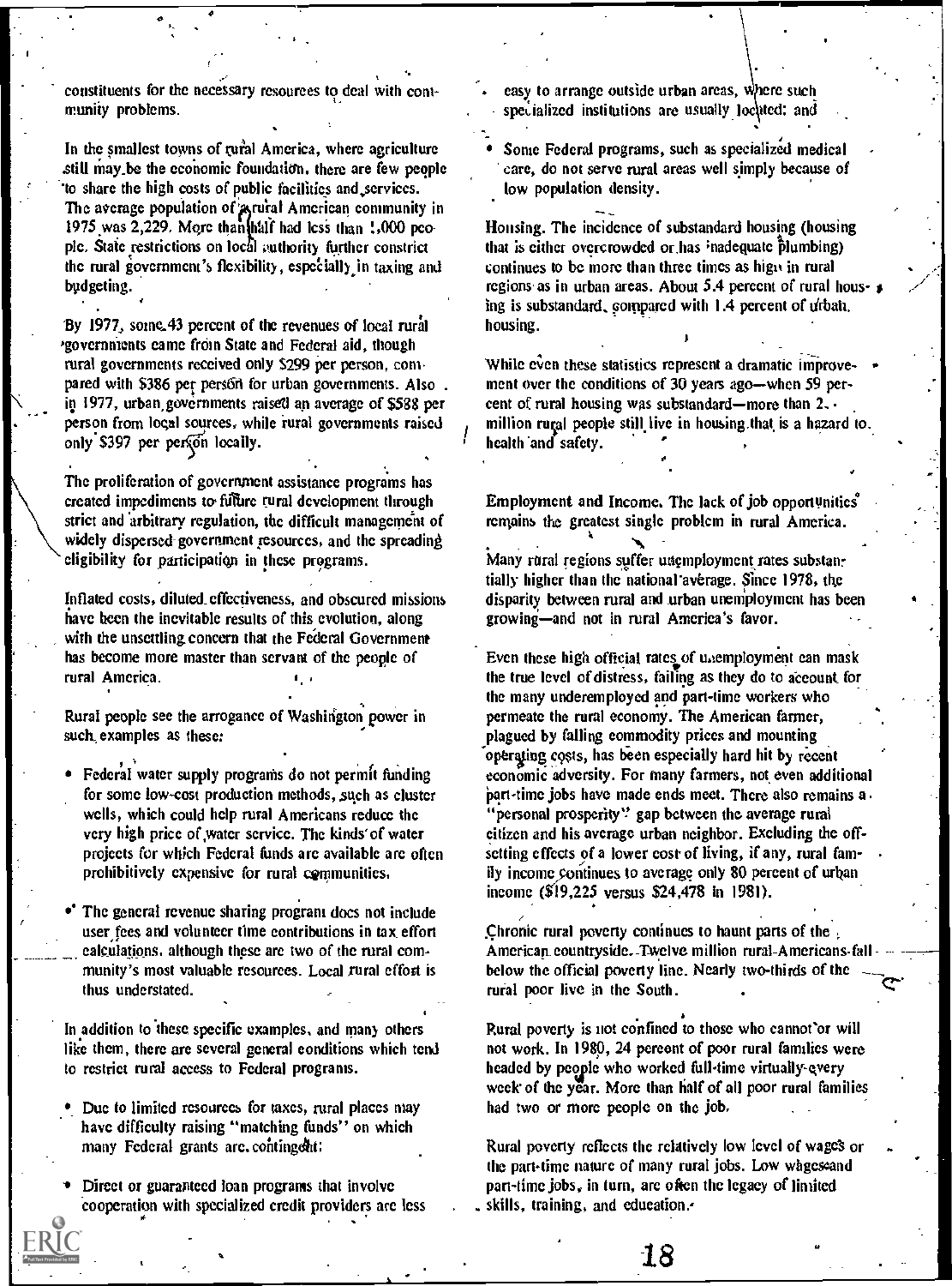constituents for the necessary resources to deal with community problems.

In the smallest towns of rural America, where agriculture still may be the economic foundation, there are few people to share the high costs of public facilities and services. The average population of a rural American community in 1975 was 2,229. More than half had less than 1,000 people. State restrictions on local authority further constrict the rural government's flexibility, especially in taxing and budgeting.

By 1977, some 43 percent of the revenues of local rural governments came from State and Federal aid, though rural governments received only $299 per person, compared with $386 per person for urban governments. Also in 1977, urban governments raised an average of $588 per person from local sources, while rural governments raised only $397 per person locally.

The proliferation of government assistance programs has created impediments to future rural development through strict and arbitrary regulation, the difficult management of widely dispersed government resources, and the spreading eligibility for participation in these programs.

Inflated costs, diluted effectiveness, and obscured missions have been the inevitable results of this evolution, along with the unsettling concern that the Federal Government has become more master than servant of the people of rural America.

Rural people see the arrogance of Washington power in such examples as these:

- Federal water supply programs do not permit funding for some low-cost production methods, such as cluster wells, which could help rural Americans reduce the very high price of water service. The kinds of water projects for which Federal funds are available are often prohibitively expensive for rural communities.
- The general revenue sharing program does not include user fees and volunteer time contributions in tax effort calculations, although these are two of the rural community's most valuable resources. Local rural effort is thus understated.

In addition to these specific examples, and many others like them, there are several general conditions which tend to restrict rural access to Federal programs.

- Due to limited resources for taxes, rural places may have difficulty raising "matching funds" on which many Federal grants are contingent;
- Direct or guaranteed loan programs that involve cooperation with specialized credit providers are less easy to arrange outside urban areas, where such specialized institutions are usually located; and
- Some Federal programs, such as specialized medical care, do not serve rural areas well simply because of low population density.

Housing. The incidence of substandard housing (housing that is either overcrowded or has inadequate plumbing) continues to be more than three times as high in rural regions as in urban areas. About 5.4 percent of rural housing is substandard, compared with 1.4 percent of urban housing.

While even these statistics represent a dramatic improvement over the conditions of 30 years ago—when 59 percent of rural housing was substandard—more than 2 million rural people still live in housing that is a hazard to health and safety.

Employment and Income. The lack of job opportunities remains the greatest single problem in rural America.

Many rural regions suffer unemployment rates substantially higher than the national average. Since 1978, the disparity between rural and urban unemployment has been growing—and not in rural America's favor.

Even these high official rates of unemployment can mask the true level of distress, failing as they do to account for the many underemployed and part-time workers who permeate the rural economy. The American farmer, plagued by falling commodity prices and mounting operating costs, has been especially hard hit by recent economic adversity. For many farmers, not even additional part-time jobs have made ends meet. There also remains a "personal prosperity" gap between the average rural citizen and his average urban neighbor. Excluding the offsetting effects of a lower cost of living, if any, rural family income continues to average only 80 percent of urban income ($19,225 versus $24,478 in 1981).

Chronic rural poverty continues to haunt parts of the American countryside. Twelve million rural Americans fall below the official poverty line. Nearly two-thirds of the rural poor live in the South.

Rural poverty is not confined to those who cannot or will not work. In 1980, 24 percent of poor rural families were headed by people who worked full-time virtually every week of the year. More than half of all poor rural families had two or more people on the job.

Rural poverty reflects the relatively low level of wages or the part-time nature of many rural jobs. Low wages and part-time jobs, in turn, are often the legacy of limited skills, training, and education.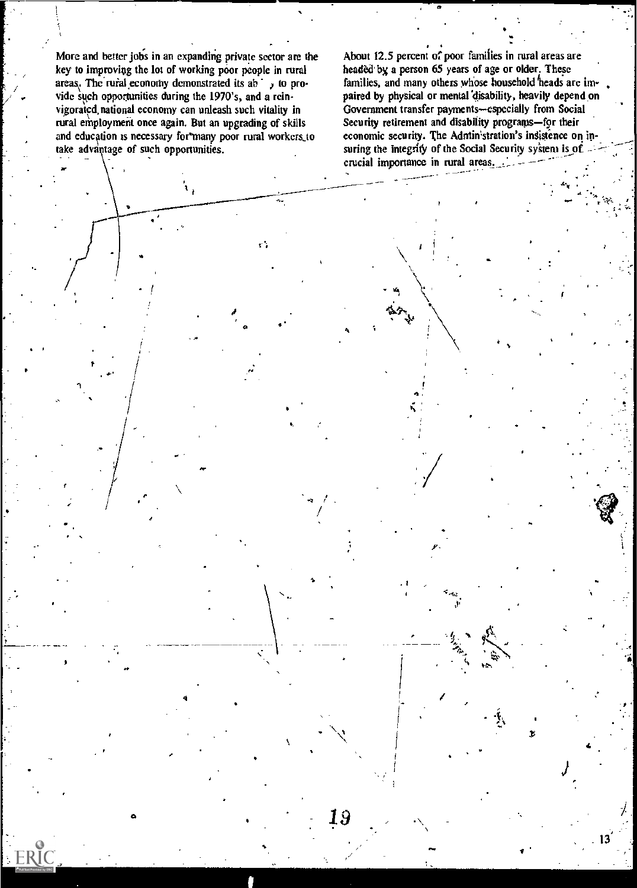More and better jobs in an expanding private sector are the key to improving the lot of working poor people in rural areas. The rural economy demonstrated its ab  , to provide such opportunities during the 1970's, and a reinvigorated national economy can unleash such vitality in rural employment once again. But an upgrading of skills and education is necessary for many poor rural workers to take advantage of such opportunities.

About 12.5 percent of poor families in rural areas are headed by a person 65 years of age or older. These families, and many others whose household heads are impaired by physical or mental disability, heavily depend on Government transfer payments—especially from Social Security retirement and disability programs—for their economic security. The Administration's insistence on insuring the integrity of the Social Security system is of crucial importance in rural areas.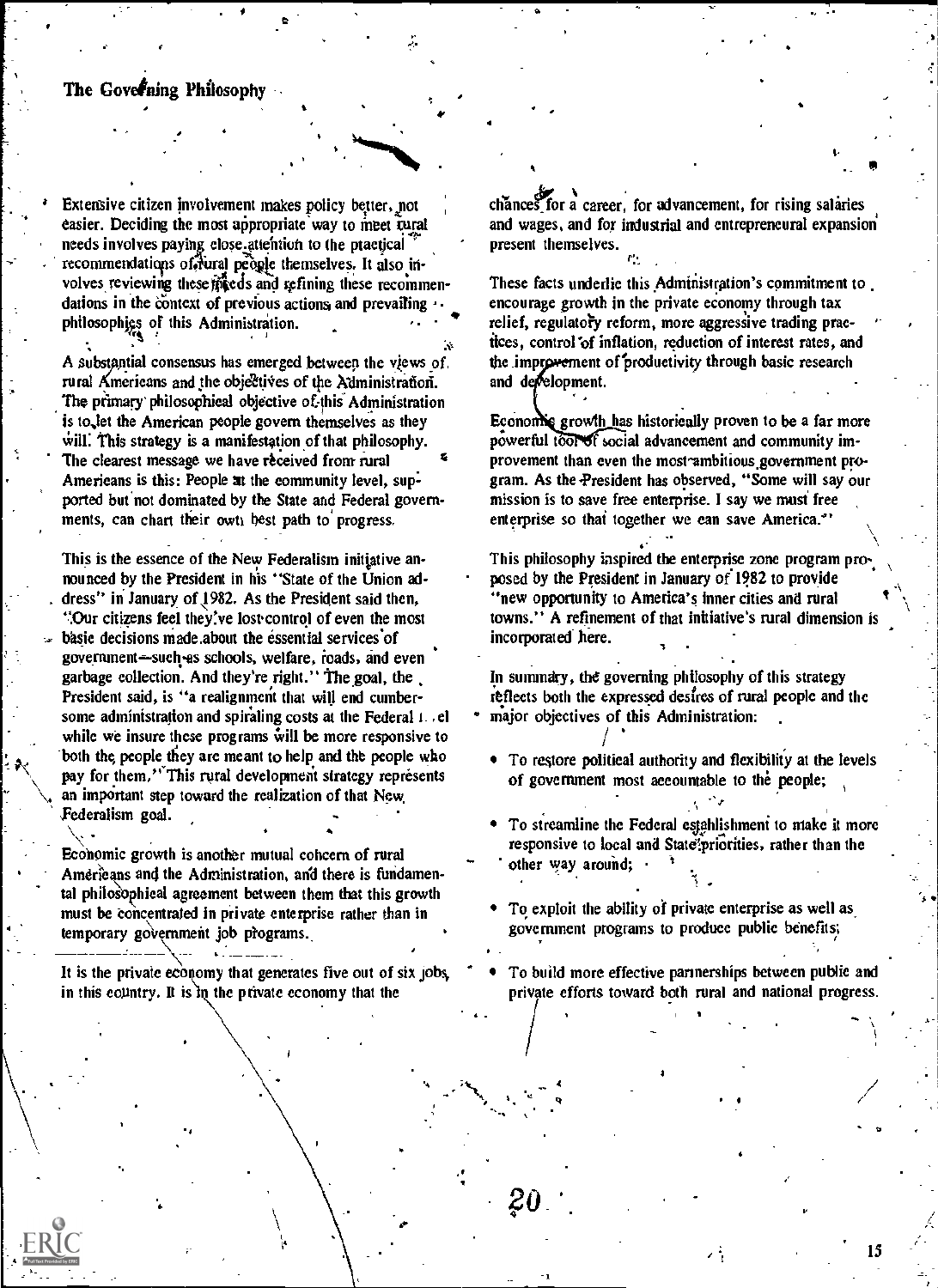## The Governing Philosophy

Extensive citizen involvement makes policy better, not easier. Deciding the most appropriate way to meet rural needs involves paying close attention to the practical recommendations of rural people themselves. It also involves reviewing these needs and refining these recommendations in the context of previous actions and prevailing philosophies of this Administration.

A substantial consensus has emerged between the views of rural Americans and the objectives of the Administration. The primary philosophical objective of this Administration is to let the American people govern themselves as they will. This strategy is a manifestation of that philosophy. The clearest message we have received from rural Americans is this: People at the community level, supported but not dominated by the State and Federal governments, can chart their own best path to progress.

This is the essence of the New Federalism initiative announced by the President in his "State of the Union address" in January of 1982. As the President said then, "Our citizens feel they've lost control of even the most basic decisions made about the essential services of government—such as schools, welfare, roads, and even garbage collection. And they're right." The goal, the President said, is "a realignment that will end cumbersome administration and spiraling costs at the Federal level while we insure these programs will be more responsive to both the people they are meant to help and the people who pay for them." This rural development strategy represents an important step toward the realization of that New Federalism goal.

Economic growth is another mutual concern of rural Americans and the Administration, and there is fundamental philosophical agreement between them that this growth must be concentrated in private enterprise rather than in temporary government job programs.

It is the private economy that generates five out of six jobs in this country. It is in the private economy that the chances for a career, for advancement, for rising salaries and wages, and for industrial and entrepreneural expansion present themselves.

These facts underlie this Administration's commitment to encourage growth in the private economy through tax relief, regulatory reform, more aggressive trading practices, control of inflation, reduction of interest rates, and the improvement of productivity through basic research and development.

Economic growth has historically proven to be a far more powerful tool of social advancement and community improvement than even the most ambitious government program. As the President has observed, "Some will say our mission is to save free enterprise. I say we must free enterprise so that together we can save America."

This philosophy inspired the enterprise zone program proposed by the President in January of 1982 to provide "new opportunity to America's inner cities and rural towns." A refinement of that initiative's rural dimension is incorporated here.

In summary, the governing philosophy of this strategy reflects both the expressed desires of rural people and the major objectives of this Administration:

- To restore political authority and flexibility at the levels of government most accountable to the people;
- To streamline the Federal establishment to make it more responsive to local and State priorities, rather than the other way around;
- To exploit the ability of private enterprise as well as government programs to produce public benefits;
- To build more effective partnerships between public and private efforts toward both rural and national progress.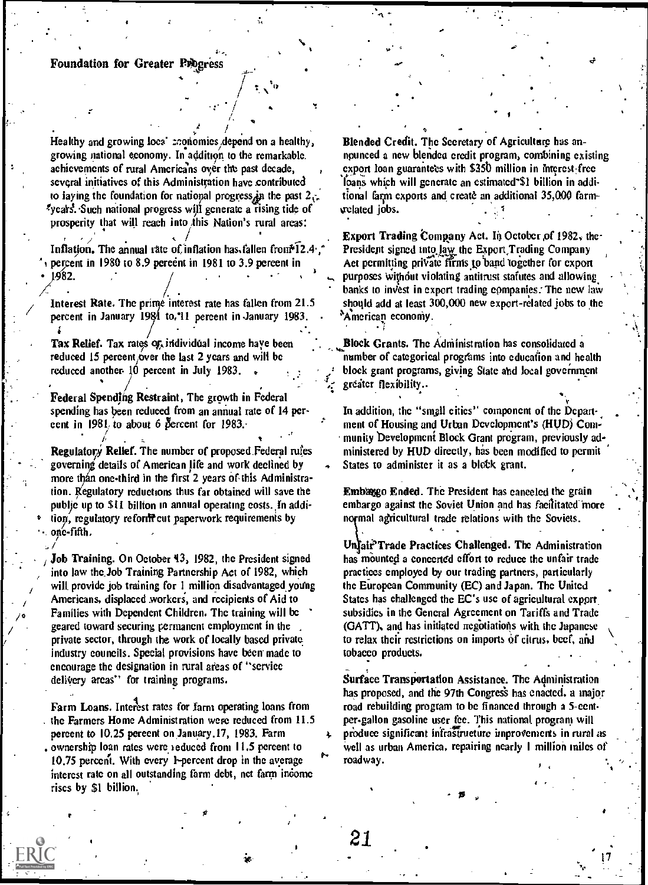## Foundation for Greater Progress

Healthy and growing local economies depend on a healthy, growing national economy. In addition to the remarkable achievements of rural Americans over the past decade, several initiatives of this Administration have contributed to laying the foundation for national progress in the past 2 years. Such national progress will generate a rising tide of prosperity that will reach into this Nation's rural areas:

**Inflation.** The annual rate of inflation has fallen from 12.4 percent in 1980 to 8.9 percent in 1981 to 3.9 percent in 1982.

**Interest Rate.** The prime interest rate has fallen from 21.5 percent in January 1981 to 11 percent in January 1983.

**Tax Relief.** Tax rates of individual income have been reduced 15 percent over the last 2 years and will be reduced another 10 percent in July 1983.

**Federal Spending Restraint.** The growth in Federal spending has been reduced from an annual rate of 14 percent in 1981 to about 6 percent for 1983.

**Regulatory Relief.** The number of proposed Federal rules governing details of American life and work declined by more than one-third in the first 2 years of this Administration. Regulatory reductions thus far obtained will save the public up to $11 billion in annual operating costs. In addition, regulatory reform cut paperwork requirements by one-fifth.

**Job Training.** On October 13, 1982, the President signed into law the Job Training Partnership Act of 1982, which will provide job training for 1 million disadvantaged young Americans, displaced workers, and recipients of Aid to Families with Dependent Children. The training will be geared toward securing permanent employment in the private sector, through the work of locally based private industry councils. Special provisions have been made to encourage the designation in rural areas of "service delivery areas" for training programs.

**Farm Loans.** Interest rates for farm operating loans from the Farmers Home Administration were reduced from 11.5 percent to 10.25 percent on January 17, 1983. Farm ownership loan rates were reduced from 11.5 percent to 10.75 percent. With every 1-percent drop in the average interest rate on all outstanding farm debt, net farm income rises by $1 billion.

**Blended Credit.** The Secretary of Agriculture has announced a new blended credit program, combining existing export loan guarantees with $350 million in interest-free loans which will generate an estimated $1 billion in additional farm exports and create an additional 35,000 farm-related jobs.

**Export Trading Company Act.** In October of 1982, the President signed into law the Export Trading Company Act permitting private firms to band together for export purposes without violating antitrust statutes and allowing banks to invest in export trading companies. The new law should add at least 300,000 new export-related jobs to the American economy.

**Block Grants.** The Administration has consolidated a number of categorical programs into education and health block grant programs, giving State and local government greater flexibility.

In addition, the "small cities" component of the Department of Housing and Urban Development's (HUD) Community Development Block Grant program, previously administered by HUD directly, has been modified to permit States to administer it as a block grant.

**Embargo Ended.** The President has canceled the grain embargo against the Soviet Union and has facilitated more normal agricultural trade relations with the Soviets.

**Unfair Trade Practices Challenged.** The Administration has mounted a concerted effort to reduce the unfair trade practices employed by our trading partners, particularly the European Community (EC) and Japan. The United States has challenged the EC's use of agricultural export subsidies in the General Agreement on Tariffs and Trade (GATT), and has initiated negotiations with the Japanese to relax their restrictions on imports of citrus, beef, and tobacco products.

**Surface Transportation Assistance.** The Administration has proposed, and the 97th Congress has enacted, a major road rebuilding program to be financed through a 5-cent-per-gallon gasoline user fee. This national program will produce significant infrastructure improvements in rural as well as urban America, repairing nearly 1 million miles of roadway.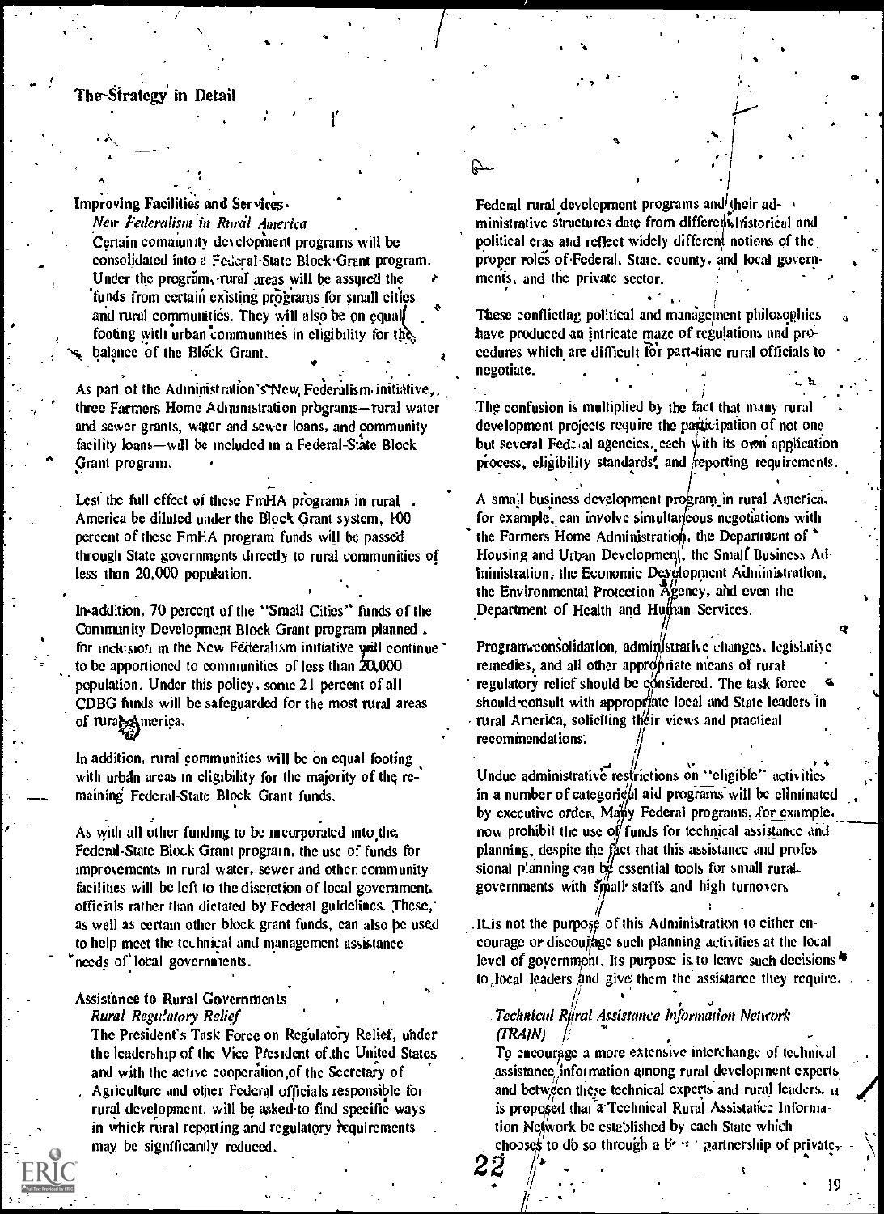## The Strategy in Detail

### Improving Facilities and Services

#### *New Federalism in Rural America*

Certain community development programs will be consolidated into a Federal-State Block Grant program. Under the program, rural areas will be assured the funds from certain existing programs for small cities and rural communities. They will also be on equal footing with urban communities in eligibility for the balance of the Block Grant.

As part of the Administration's New Federalism initiative, three Farmers Home Administration programs—rural water and sewer grants, water and sewer loans, and community facility loans—will be included in a Federal-State Block Grant program.

Lest the full effect of these FmHA programs in rural America be diluted under the Block Grant system, 100 percent of these FmHA program funds will be passed through State governments directly to rural communities of less than 20,000 population.

In addition, 70 percent of the "Small Cities" funds of the Community Development Block Grant program planned for inclusion in the New Federalism initiative will continue to be apportioned to communities of less than 20,000 population. Under this policy, some 21 percent of all CDBG funds will be safeguarded for the most rural areas of rural America.

In addition, rural communities will be on equal footing with urban areas in eligibility for the majority of the remaining Federal-State Block Grant funds.

As with all other funding to be incorporated into the Federal-State Block Grant program, the use of funds for improvements in rural water, sewer and other community facilities will be left to the discretion of local government officials rather than dictated by Federal guidelines. These, as well as certain other block grant funds, can also be used to help meet the technical and management assistance needs of local governments.

### Assistance to Rural Governments

#### *Rural Regulatory Relief*

The President's Task Force on Regulatory Relief, under the leadership of the Vice President of the United States and with the active cooperation of the Secretary of Agriculture and other Federal officials responsible for rural development, will be asked to find specific ways in which rural reporting and regulatory requirements may be significantly reduced.

Federal rural development programs and their administrative structures date from different historical and political eras and reflect widely different notions of the proper roles of Federal, State, county, and local governments, and the private sector.

These conflicting political and management philosophies have produced an intricate maze of regulations and procedures which are difficult for part-time rural officials to negotiate.

The confusion is multiplied by the fact that many rural development projects require the participation of not one but several Federal agencies, each with its own application process, eligibility standards, and reporting requirements.

A small business development program in rural America, for example, can involve simultaneous negotiations with the Farmers Home Administration, the Department of Housing and Urban Development, the Small Business Administration, the Economic Development Administration, the Environmental Protection Agency, and even the Department of Health and Human Services.

Program consolidation, administrative changes, legislative remedies, and all other appropriate means of rural regulatory relief should be considered. The task force should consult with appropriate local and State leaders in rural America, soliciting their views and practical recommendations.

Undue administrative restrictions on "eligible" activities in a number of categorical aid programs will be eliminated by executive order. Many Federal programs, for example, now prohibit the use of funds for technical assistance and planning, despite the fact that this assistance and professional planning can be essential tools for small rural governments with small staffs and high turnovers.

It is not the purpose of this Administration to either encourage or discourage such planning activities at the local level of government. Its purpose is to leave such decisions to local leaders and give them the assistance they require.

#### *Technical Rural Assistance Information Network (TRAIN)*

To encourage a more extensive interchange of technical assistance information among rural development experts and between these technical experts and rural leaders, it is proposed that a Technical Rural Assistance Information Network be established by each State which chooses to do so through a b[...] partnership of private,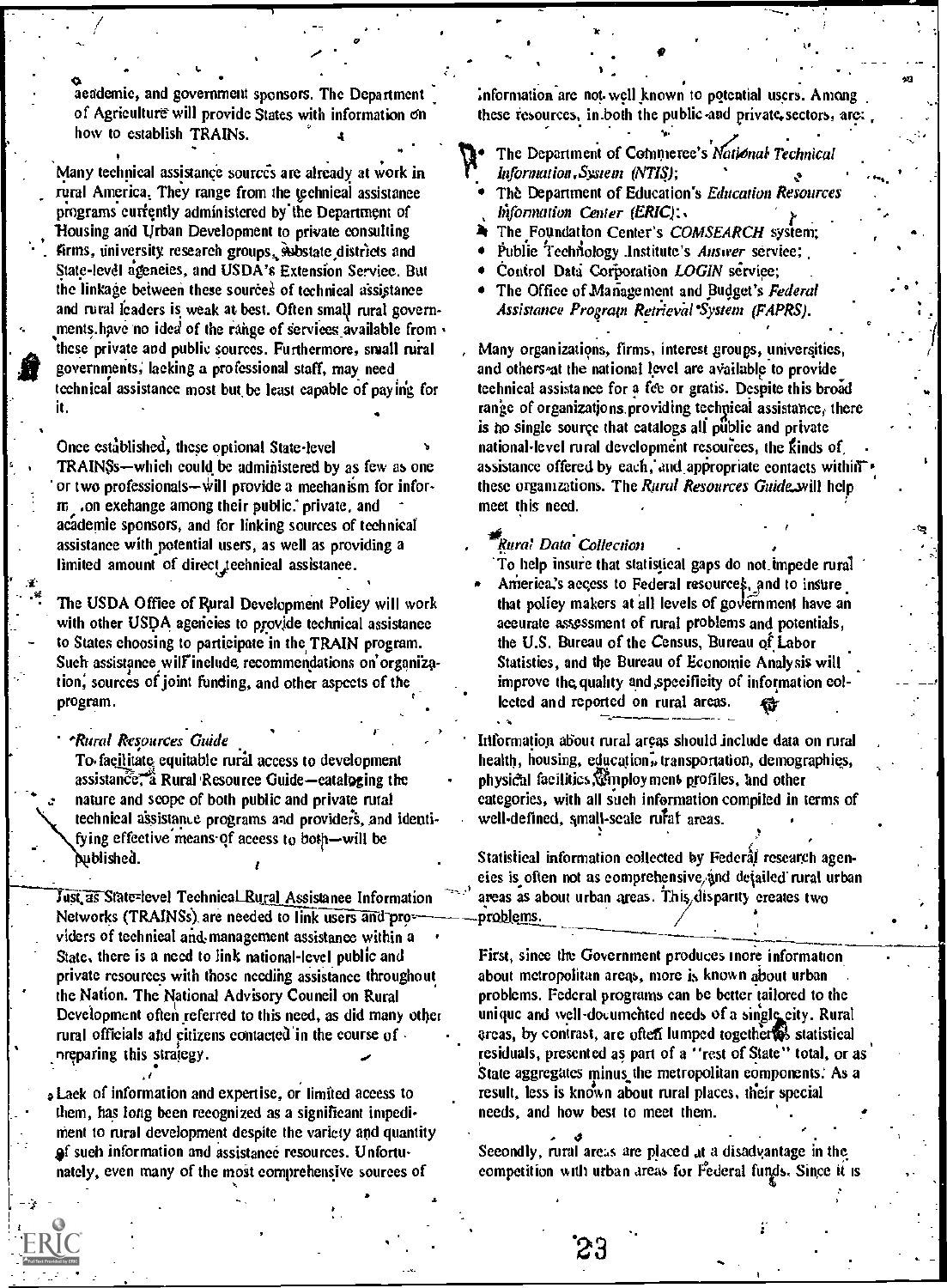academic, and government sponsors. The Department of Agriculture will provide States with information on how to establish TRAINs.

Many technical assistance sources are already at work in rural America. They range from the technical assistance programs currently administered by the Department of Housing and Urban Development to private consulting firms, university research groups, substate districts and State-level agencies, and USDA's Extension Service. But the linkage between these sources of technical assistance and rural leaders is weak at best. Often small rural governments have no idea of the range of services available from these private and public sources. Furthermore, small rural governments, lacking a professional staff, may need technical assistance most but be least capable of paying for it.

Once established, these optional State-level TRAINSs—which could be administered by as few as one or two professionals—will provide a mechanism for information exchange among their public, private, and academic sponsors, and for linking sources of technical assistance with potential users, as well as providing a limited amount of direct technical assistance.

The USDA Office of Rural Development Policy will work with other USDA agencies to provide technical assistance to States choosing to participate in the TRAIN program. Such assistance will include recommendations on organization, sources of joint funding, and other aspects of the program.

*Rural Resources Guide*

To facilitate equitable rural access to development assistance, a Rural Resource Guide—cataloging the nature and scope of both public and private rural technical assistance programs and providers, and identifying effective means of access to both—will be published.

Just as State-level Technical Rural Assistance Information Networks (TRAINSs) are needed to link users and providers of technical and management assistance within a State, there is a need to link national-level public and private resources with those needing assistance throughout the Nation. The National Advisory Council on Rural Development often referred to this need, as did many other rural officials and citizens contacted in the course of preparing this strategy.

Lack of information and expertise, or limited access to them, has long been recognized as a significant impediment to rural development despite the variety and quantity of such information and assistance resources. Unfortunately, even many of the most comprehensive sources of information are not well known to potential users. Among these resources, in both the public and private sectors, are:

- The Department of Commerce's *National Technical Information System (NTIS)*;
- The Department of Education's *Education Resources Information Center (ERIC)*;
- The Foundation Center's *COMSEARCH* system;
- Public Technology Institute's *Answer* service;
- Control Data Corporation *LOGIN* service;
- The Office of Management and Budget's *Federal Assistance Program Retrieval System (FAPRS)*.

Many organizations, firms, interest groups, universities, and others at the national level are available to provide technical assistance for a fee or gratis. Despite this broad range of organizations providing technical assistance, there is no single source that catalogs all public and private national-level rural development resources, the kinds of assistance offered by each, and appropriate contacts within these organizations. The *Rural Resources Guide* will help meet this need.

*Rural Data Collection*

To help insure that statistical gaps do not impede rural America's access to Federal resources, and to insure that policy makers at all levels of government have an accurate assessment of rural problems and potentials, the U.S. Bureau of the Census, Bureau of Labor Statistics, and the Bureau of Economic Analysis will improve the quality and specificity of information collected and reported on rural areas.

Information about rural areas should include data on rural health, housing, education, transportation, demographics, physical facilities, employment profiles, and other categories, with all such information compiled in terms of well-defined, small-scale rural areas.

Statistical information collected by Federal research agencies is often not as comprehensive and detailed rural urban areas as about urban areas. This disparity creates two problems.

First, since the Government produces more information about metropolitan areas, more is known about urban problems. Federal programs can be better tailored to the unique and well-documented needs of a single city. Rural areas, by contrast, are often lumped together as statistical residuals, presented as part of a "rest of State" total, or as State aggregates minus the metropolitan components. As a result, less is known about rural places, their special needs, and how best to meet them.

Secondly, rural areas are placed at a disadvantage in the competition with urban areas for Federal funds. Since it is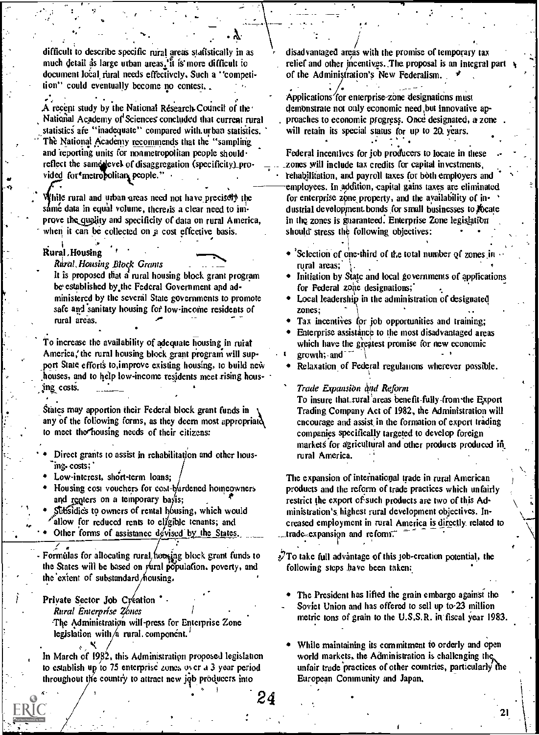difficult to describe specific rural areas statistically in as much detail as large urban areas, it is more difficult to document local rural needs effectively. Such a "competition" could eventually become no contest.

A recent study by the National Research Council of the National Academy of Sciences concluded that current rural statistics are "inadequate" compared with urban statistics. The National Academy recommends that the "sampling and reporting units for nonmetropolitan people should reflect the same level of disaggregation (specificity) provided for metropolitan people."

While rural and urban areas need not have precisely the same data in equal volume, there is a clear need to improve the quality and specificity of data on rural America, when it can be collected on a cost effective basis.

### Rural Housing

*Rural Housing Block Grants*

It is proposed that a rural housing block grant program be established by the Federal Government and administered by the several State governments to promote safe and sanitary housing for low-income residents of rural areas.

To increase the availability of adequate housing in rural America, the rural housing block grant program will support State efforts to improve existing housing, to build new houses, and to help low-income residents meet rising housing costs.

States may apportion their Federal block grant funds in any of the following forms, as they deem most appropriate to meet the housing needs of their citizens:

- Direct grants to assist in rehabilitation and other housing costs;
- Low-interest, short-term loans;
- Housing cost vouchers for cost-burdened homeowners and renters on a temporary basis;
- Subsidies to owners of rental housing, which would allow for reduced rents to eligible tenants; and
- Other forms of assistance devised by the States.

Formulas for allocating rural housing block grant funds to the States will be based on rural population, poverty, and the extent of substandard housing.

### Private Sector Job Creation

*Rural Enterprise Zones*

The Administration will press for Enterprise Zone legislation with a rural component.

In March of 1982, this Administration proposed legislation to establish up to 75 enterprise zones over a 3 year period throughout the country to attract new job producers into disadvantaged areas with the promise of temporary tax relief and other incentives. The proposal is an integral part of the Administration's New Federalism.

Applications for enterprise-zone designations must demonstrate not only economic need but innovative approaches to economic progress. Once designated, a zone will retain its special status for up to 20 years.

Federal incentives for job producers to locate in these zones will include tax credits for capital investments, rehabilitation, and payroll taxes for both employers and employees. In addition, capital gains taxes are eliminated for enterprise zone property, and the availability of industrial development bonds for small businesses to locate in the zones is guaranteed. Enterprise Zone legislation should stress the following objectives:

- Selection of one-third of the total number of zones in rural areas;
- Initiation by State and local governments of applications for Federal zone designations;
- Local leadership in the administration of designated zones;
- Tax incentives for job opportunities and training;
- Enterprise assistance to the most disadvantaged areas which have the greatest promise for new economic growth; and
- Relaxation of Federal regulations wherever possible.

*Trade Expansion and Reform*

To insure that rural areas benefit fully from the Export Trading Company Act of 1982, the Administration will encourage and assist in the formation of export trading companies specifically targeted to develop foreign markets for agricultural and other products produced in rural America.

The expansion of international trade in rural American products and the reform of trade practices which unfairly restrict the export of such products are two of this Administration's highest rural development objectives. Increased employment in rural America is directly related to trade expansion and reform.

To take full advantage of this job-creation potential, the following steps have been taken:

- The President has lifted the grain embargo against the Soviet Union and has offered to sell up to 23 million metric tons of grain to the U.S.S.R. in fiscal year 1983.

- While maintaining its commitment to orderly and open world markets, the Administration is challenging the unfair trade practices of other countries, particularly the European Community and Japan.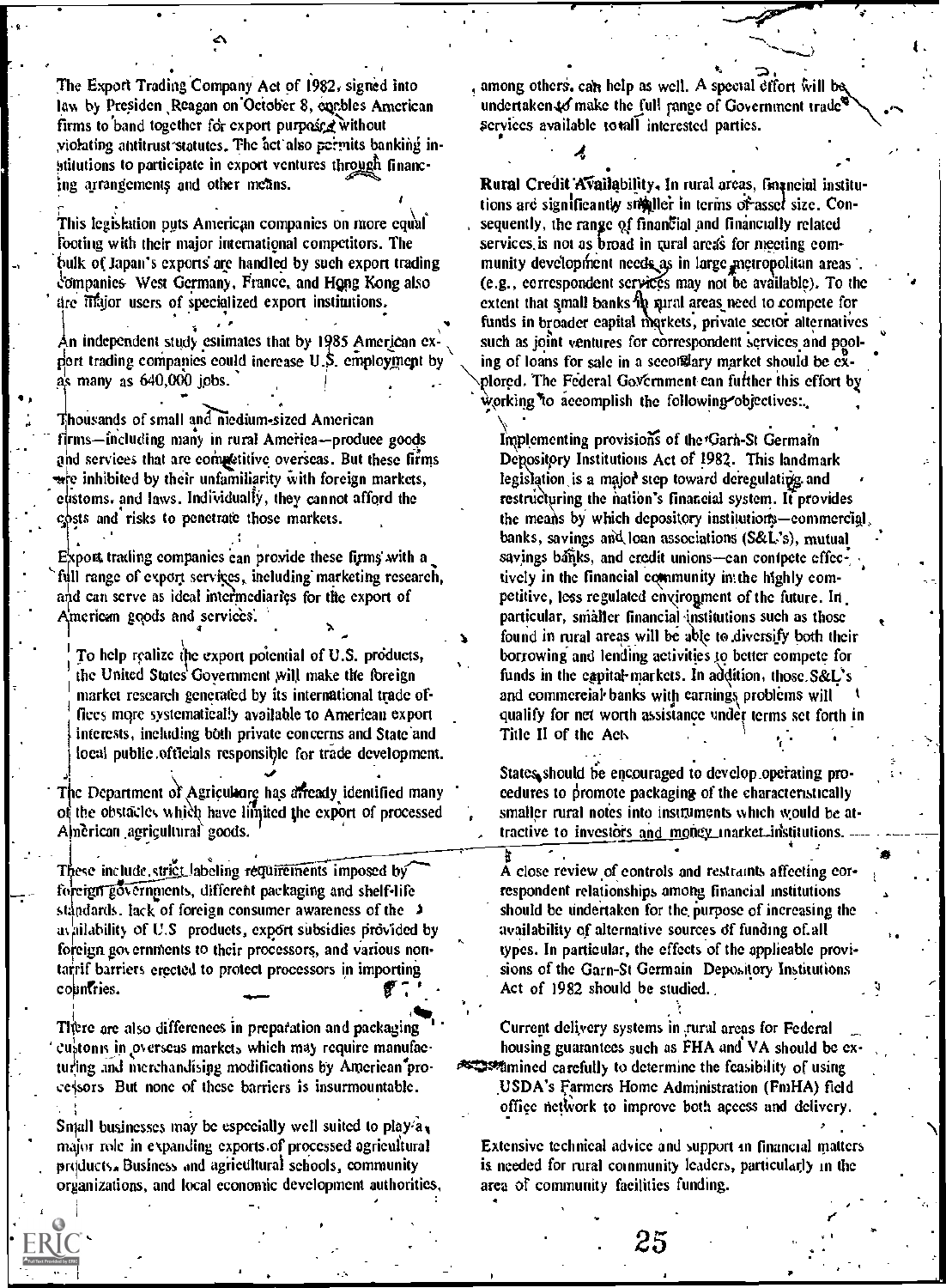The Export Trading Company Act of 1982, signed into law by President Reagan on October 8, enables American firms to band together for export purposes without violating antitrust statutes. The act also permits banking institutions to participate in export ventures through financing arrangements and other means.

This legislation puts American companies on more equal footing with their major international competitors. The bulk of Japan's exports are handled by such export trading companies. West Germany, France, and Hong Kong also are major users of specialized export institutions.

An independent study estimates that by 1985 American export trading companies could increase U.S. employment by as many as 640,000 jobs.

Thousands of small and medium-sized American firms—including many in rural America—produce goods and services that are competitive overseas. But these firms are inhibited by their unfamiliarity with foreign markets, customs, and laws. Individually, they cannot afford the costs and risks to penetrate those markets.

Export trading companies can provide these firms with a full range of export services, including marketing research, and can serve as ideal intermediaries for the export of American goods and services.

> To help realize the export potential of U.S. products, the United States Government will make the foreign market research generated by its international trade offices more systematically available to American export interests, including both private concerns and State and local public officials responsible for trade development.

The Department of Agriculture has already identified many of the obstacles which have limited the export of processed American agricultural goods.

These include strict labeling requirements imposed by foreign governments, different packaging and shelf-life standards, lack of foreign consumer awareness of the availability of U.S. products, export subsidies provided by foreign governments to their processors, and various nontariff barriers erected to protect processors in importing countries.

There are also differences in preparation and packaging customs in overseas markets which may require manufacturing and merchandising modifications by American processors. But none of these barriers is insurmountable.

Small businesses may be especially well suited to play a major role in expanding exports of processed agricultural products. Business and agricultural schools, community organizations, and local economic development authorities, among others, can help as well. A special effort will be undertaken to make the full range of Government trade services available to all interested parties.

**Rural Credit Availability.** In rural areas, financial institutions are significantly smaller in terms of asset size. Consequently, the range of financial and financially related services is not as broad in rural areas for meeting community development needs as in large metropolitan areas (e.g., correspondent services may not be available). To the extent that small banks in rural areas need to compete for funds in broader capital markets, private sector alternatives such as joint ventures for correspondent services and pooling of loans for sale in a secondary market should be explored. The Federal Government can further this effort by working to accomplish the following objectives:

> Implementing provisions of the Garn-St Germain Depository Institutions Act of 1982. This landmark legislation is a major step toward deregulating and restructuring the nation's financial system. It provides the means by which depository institutions—commercial banks, savings and loan associations (S&L's), mutual savings banks, and credit unions—can compete effectively in the financial community in the highly competitive, less regulated environment of the future. In particular, smaller financial institutions such as those found in rural areas will be able to diversify both their borrowing and lending activities to better compete for funds in the capital markets. In addition, those S&L's and commercial banks with earnings problems will qualify for net worth assistance under terms set forth in Title II of the Act.
>
> States should be encouraged to develop operating procedures to promote packaging of the characteristically smaller rural notes into instruments which would be attractive to investors and money market institutions.
>
> A close review of controls and restraints affecting correspondent relationships among financial institutions should be undertaken for the purpose of increasing the availability of alternative sources of funding of all types. In particular, the effects of the applicable provisions of the Garn-St Germain Depository Institutions Act of 1982 should be studied.
>
> Current delivery systems in rural areas for Federal housing guarantees such as FHA and VA should be examined carefully to determine the feasibility of using USDA's Farmers Home Administration (FmHA) field office network to improve both access and delivery.
>
> Extensive technical advice and support in financial matters is needed for rural community leaders, particularly in the area of community facilities funding.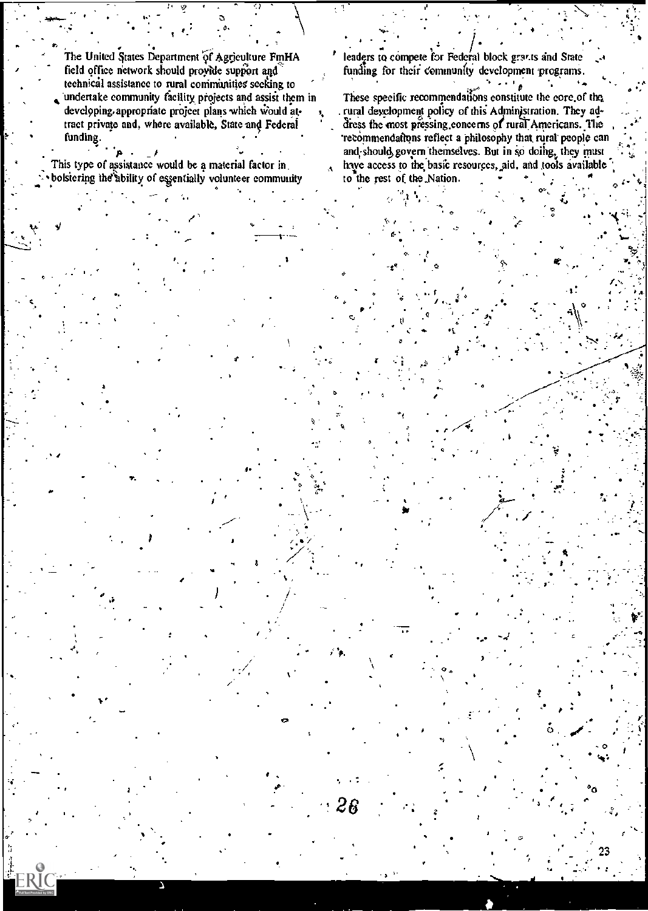The United States Department of Agriculture FmHA field office network should provide support and technical assistance to rural communities seeking to undertake community facility projects and assist them in developing appropriate project plans which would attract private and, where available, State and Federal funding.

This type of assistance would be a material factor in bolstering the ability of essentially volunteer community leaders to compete for Federal block grants and State funding for their community development programs.

These specific recommendations constitute the core of the rural development policy of this Administration. They address the most pressing concerns of rural Americans. The recommendations reflect a philosophy that rural people can and should govern themselves. But in so doing, they must have access to the basic resources, aid, and tools available to the rest of the Nation.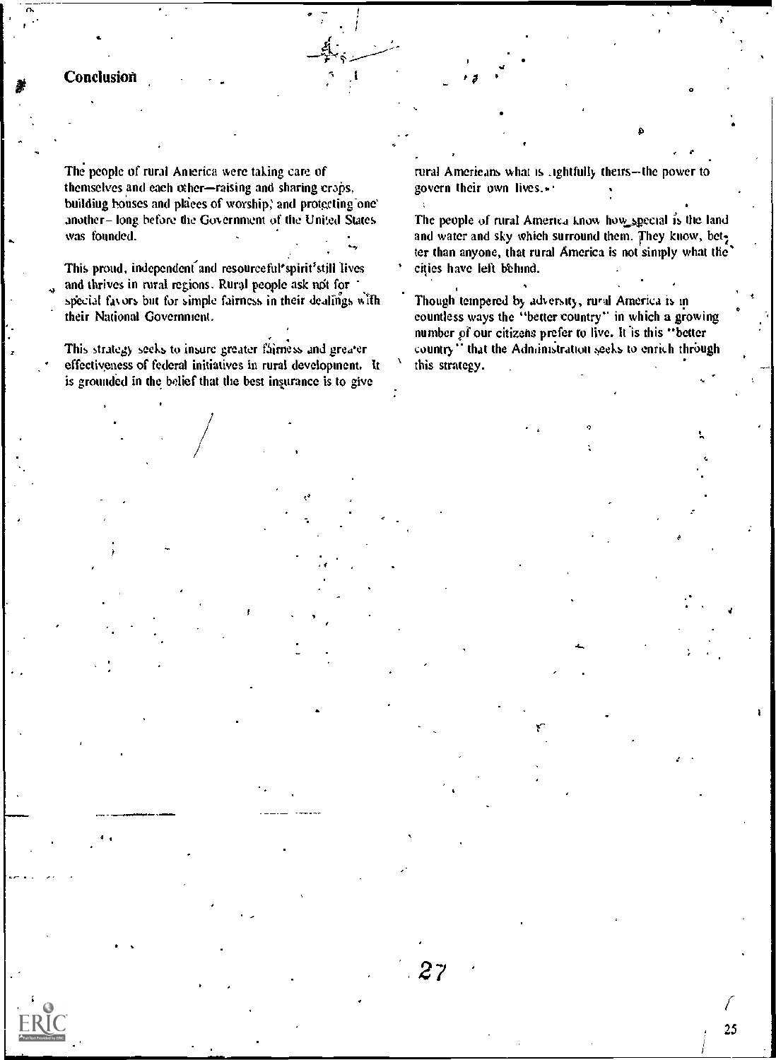## Conclusion

The people of rural America were taking care of themselves and each other—raising and sharing crops, building houses and places of worship, and protecting one another—long before the Government of the United States was founded.

This proud, independent and resourceful spirit still lives and thrives in rural regions. Rural people ask not for special favors but for simple fairness in their dealings with their National Government.

This strategy seeks to insure greater fairness and greater effectiveness of federal initiatives in rural development. It is grounded in the belief that the best insurance is to give rural Americans what is rightfully theirs—the power to govern their own lives.

The people of rural America know how special is the land and water and sky which surround them. They know, better than anyone, that rural America is not simply what the cities have left behind.

Though tempered by adversity, rural America is in countless ways the "better country" in which a growing number of our citizens prefer to live. It is this "better country" that the Administration seeks to enrich through this strategy.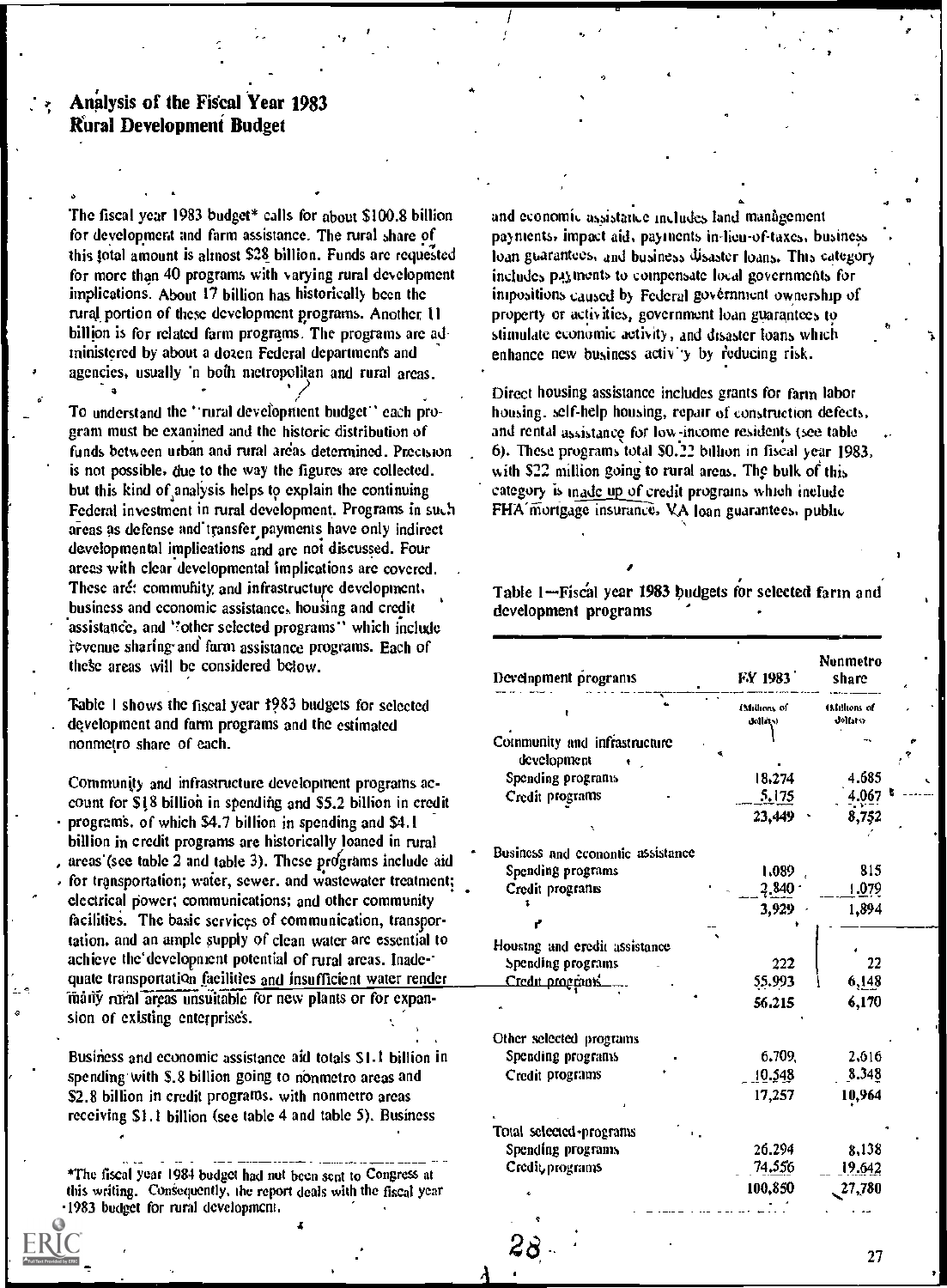## Analysis of the Fiscal Year 1983 Rural Development Budget

The fiscal year 1983 budget* calls for about $100.8 billion for development and farm assistance. The rural share of this total amount is almost $28 billion. Funds are requested for more than 40 programs with varying rural development implications. About 17 billion has historically been the rural portion of these development programs. Another 11 billion is for related farm programs. The programs are administered by about a dozen Federal departments and agencies, usually in both metropolitan and rural areas.

To understand the "rural development budget" each program must be examined and the historic distribution of funds between urban and rural areas determined. Precision is not possible, due to the way the figures are collected, but this kind of analysis helps to explain the continuing Federal investment in rural development. Programs in such areas as defense and transfer payments have only indirect developmental implications and are not discussed. Four areas with clear developmental implications are covered. These are: community and infrastructure development, business and economic assistance, housing and credit assistance, and "other selected programs" which include revenue sharing and farm assistance programs. Each of these areas will be considered below.

Table 1 shows the fiscal year 1983 budgets for selected development and farm programs and the estimated nonmetro share of each.

Community and infrastructure development programs account for $18 billion in spending and $5.2 billion in credit programs, of which $4.7 billion in spending and $4.1 billion in credit programs are historically loaned in rural areas (see table 2 and table 3). These programs include aid for transportation; water, sewer, and wastewater treatment; electrical power; communications; and other community facilities. The basic services of communication, transportation, and an ample supply of clean water are essential to achieve the development potential of rural areas. Inadequate transportation facilities and insufficient water render many rural areas unsuitable for new plants or for expansion of existing enterprises.

Business and economic assistance aid totals $1.1 billion in spending with $.8 billion going to nonmetro areas and $2.8 billion in credit programs, with nonmetro areas receiving $1.1 billion (see table 4 and table 5). Business and economic assistance includes land management payments, impact aid, payments in-lieu-of-taxes, business loan guarantees, and business disaster loans. This category includes payments to compensate local governments for impositions caused by Federal government ownership of property or activities, government loan guarantees to stimulate economic activity, and disaster loans which enhance new business activity by reducing risk.

Direct housing assistance includes grants for farm labor housing, self-help housing, repair of construction defects, and rental assistance for low-income residents (see table 6). These programs total $0.22 billion in fiscal year 1983, with $22 million going to rural areas. The bulk of this category is made up of credit programs which include FHA mortgage insurance, VA loan guarantees, public

Table 1—Fiscal year 1983 budgets for selected farm and development programs

| Development programs | FY 1983 | Nonmetro share |
|---|---|---|
| | (Millions of dollars) | (Millions of dollars) |
| Community and infrastructure development | | |
| Spending programs | 18,274 | 4,685 |
| Credit programs | 5,175 | 4,067 |
| | 23,449 | 8,752 |
| Business and economic assistance | | |
| Spending programs | 1,089 | 815 |
| Credit programs | 2,840 | 1,079 |
| | 3,929 | 1,894 |
| Housing and credit assistance | | |
| Spending programs | 222 | 22 |
| Credit programs | 55,993 | 6,148 |
| | 56,215 | 6,170 |
| Other selected programs | | |
| Spending programs | 6,709 | 2,616 |
| Credit programs | 10,548 | 8,348 |
| | 17,257 | 10,964 |
| Total selected programs | | |
| Spending programs | 26,294 | 8,138 |
| Credit programs | 74,556 | 19,642 |
| | 100,850 | 27,780 |

*The fiscal year 1984 budget had not been sent to Congress at this writing. Consequently, the report deals with the fiscal year 1983 budget for rural development.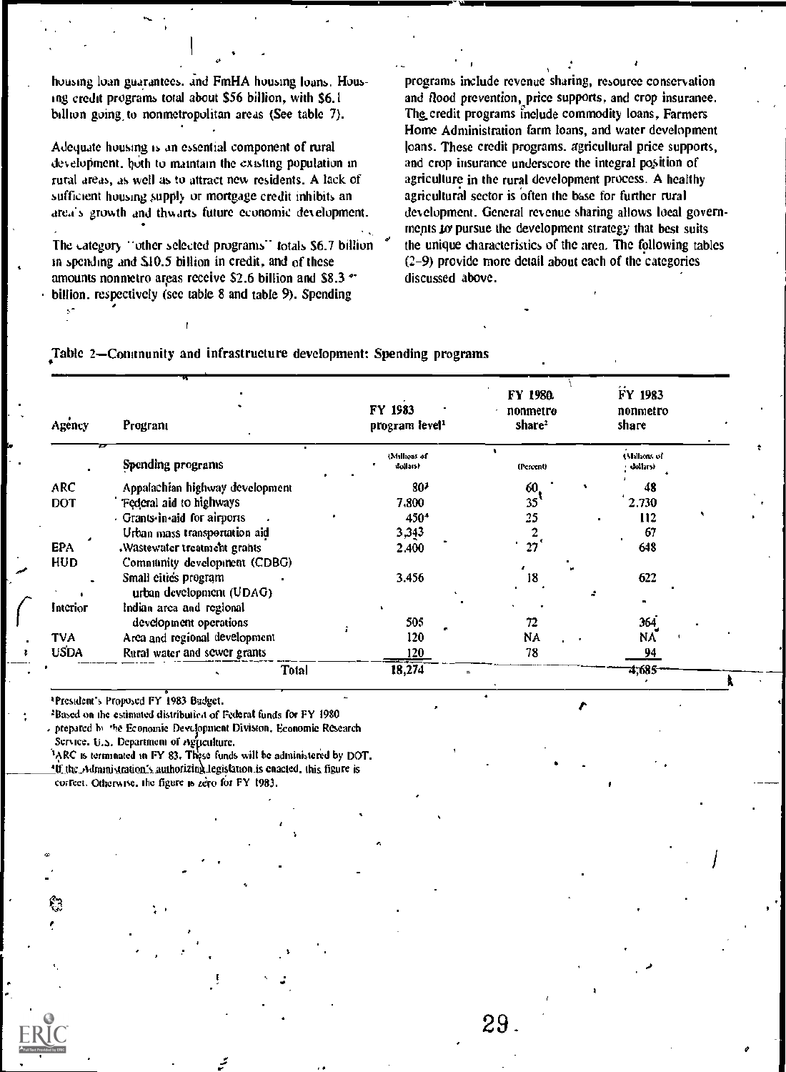housing loan guarantees, and FmHA housing loans. Housing credit programs total about $56 billion, with $6.1 billion going to nonmetropolitan areas (See table 7).

Adequate housing is an essential component of rural development, both to maintain the existing population in rural areas, as well as to attract new residents. A lack of sufficient housing supply or mortgage credit inhibits an area's growth and thwarts future economic development.

The category "other selected programs" totals $6.7 billion in spending and $10.5 billion in credit, and of these amounts nonmetro areas receive $2.6 billion and $8.3 billion, respectively (see table 8 and table 9). Spending programs include revenue sharing, resource conservation and flood prevention, price supports, and crop insurance. The credit programs include commodity loans, Farmers Home Administration farm loans, and water development loans. These credit programs, agricultural price supports, and crop insurance underscore the integral position of agriculture in the rural development process. A healthy agricultural sector is often the base for further rural development. General revenue sharing allows local governments to pursue the development strategy that best suits the unique characteristics of the area. The following tables (2–9) provide more detail about each of the categories discussed above.

Table 2—Community and infrastructure development: Spending programs

| Agency | Program | FY 1983 program level[1] | FY 1980 nonmetro share[2] | FY 1983 nonmetro share |
|---|---|---|---|---|
| | Spending programs | (Millions of dollars) | (Percent) | (Millions of dollars) |
| ARC | Appalachian highway development | 80[3] | 60 | 48 |
| DOT | Federal aid to highways | 7,800 | 35 | 2,730 |
| | Grants-in-aid for airports | 450[4] | 25 | 112 |
| | Urban mass transportation aid | 3,343 | 2 | 67 |
| EPA | Wastewater treatment grants | 2,400 | 27 | 648 |
| HUD | Community development (CDBG) | | | |
| | Small cities program | 3,456 | 18 | 622 |
| | urban development (UDAG) | | | |
| Interior | Indian area and regional development operations | 505 | 72 | 364 |
| TVA | Area and regional development | 120 | NA | NA |
| USDA | Rural water and sewer grants | 120 | 78 | 94 |
| | Total | 18,274 | | 4,685 |

[1]President's Proposed FY 1983 Budget.
[2]Based on the estimated distribution of Federal funds for FY 1980 prepared by the Economic Development Division, Economic Research Service, U.S. Department of Agriculture.
[3]ARC is terminated in FY 83. These funds will be administered by DOT.
[4]If the Administration's authorizing legislation is enacted, this figure is correct. Otherwise, the figure is zero for FY 1983.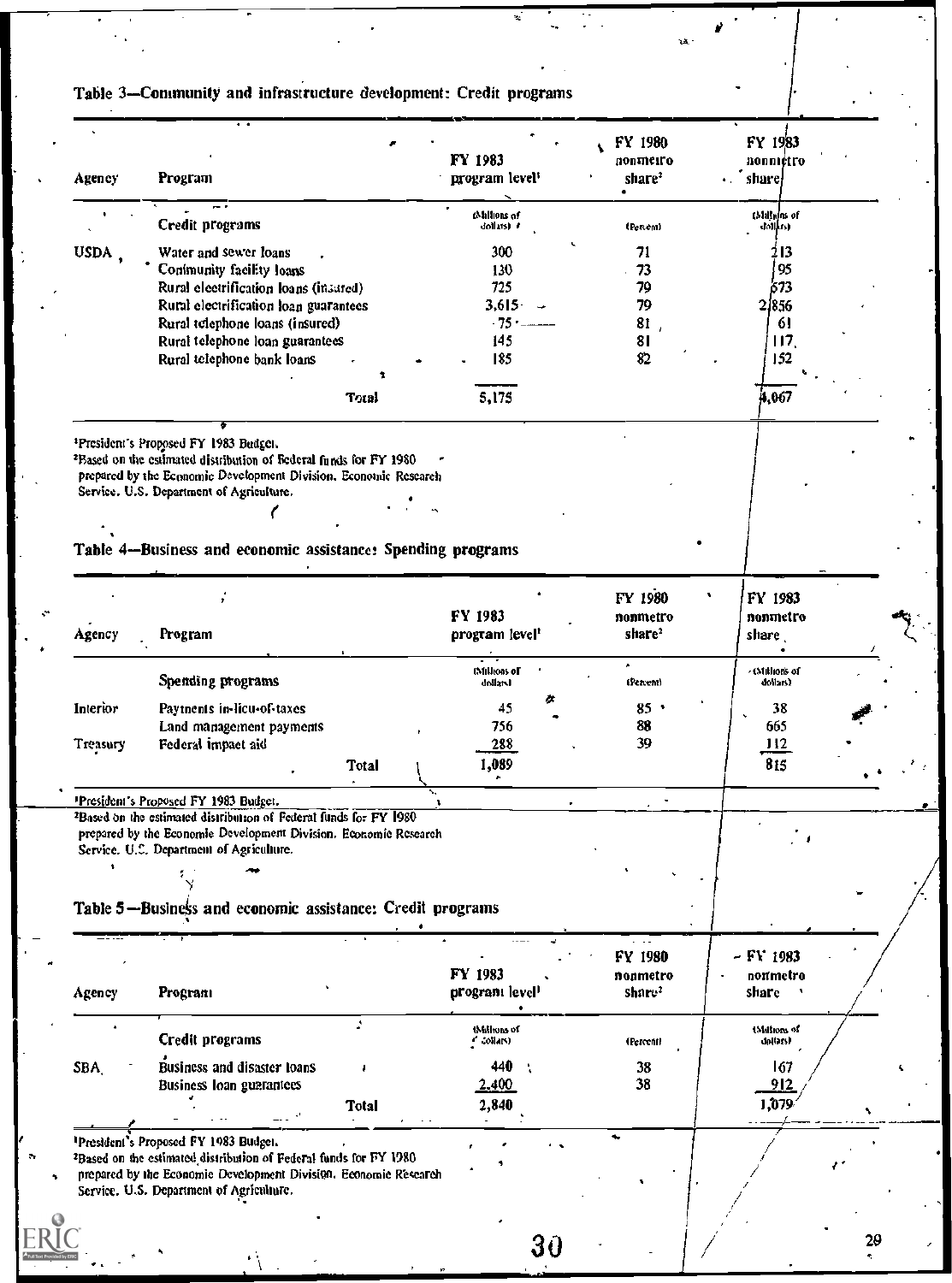Table 3—Community and infrastructure development: Credit programs

| Agency | Program | FY 1983 program level[1] | FY 1980 nonmetro share[2] | FY 1983 nonmetro share |
|---|---|---|---|---|
| | Credit programs | (Millions of dollars) | (Percent) | (Millions of dollars) |
| USDA | Water and sewer loans | 300 | 71 | 213 |
| | Community facility loans | 130 | 73 | 95 |
| | Rural electrification loans (insured) | 725 | 79 | 573 |
| | Rural electrification loan guarantees | 3,615 | 79 | 2,856 |
| | Rural telephone loans (insured) | 75 | 81 | 61 |
| | Rural telephone loan guarantees | 145 | 81 | 117 |
| | Rural telephone bank loans | 185 | 82 | 152 |
| | Total | 5,175 | | 4,067 |

[1]President's Proposed FY 1983 Budget.
[2]Based on the estimated distribution of Federal funds for FY 1980 prepared by the Economic Development Division, Economic Research Service, U.S. Department of Agriculture.

Table 4—Business and economic assistance: Spending programs

| Agency | Program | FY 1983 program level[1] | FY 1980 nonmetro share[2] | FY 1983 nonmetro share |
|---|---|---|---|---|
| | Spending programs | (Millions of dollars) | (Percent) | (Millions of dollars) |
| Interior | Payments in-lieu-of-taxes | 45 | 85 | 38 |
| | Land management payments | 756 | 88 | 665 |
| Treasury | Federal impact aid | 288 | 39 | 112 |
| | Total | 1,089 | | 815 |

[1]President's Proposed FY 1983 Budget.
[2]Based on the estimated distribution of Federal funds for FY 1980 prepared by the Economic Development Division, Economic Research Service, U.S. Department of Agriculture.

Table 5—Business and economic assistance: Credit programs

| Agency | Program | FY 1983 program level[1] | FY 1980 nonmetro share[2] | FY 1983 nonmetro share |
|---|---|---|---|---|
| | Credit programs | (Millions of dollars) | (Percent) | (Millions of dollars) |
| SBA | Business and disaster loans | 440 | 38 | 167 |
| | Business loan guarantees | 2,400 | 38 | 912 |
| | Total | 2,840 | | 1,079 |

[1]President's Proposed FY 1983 Budget.
[2]Based on the estimated distribution of Federal funds for FY 1980 prepared by the Economic Development Division, Economic Research Service, U.S. Department of Agriculture.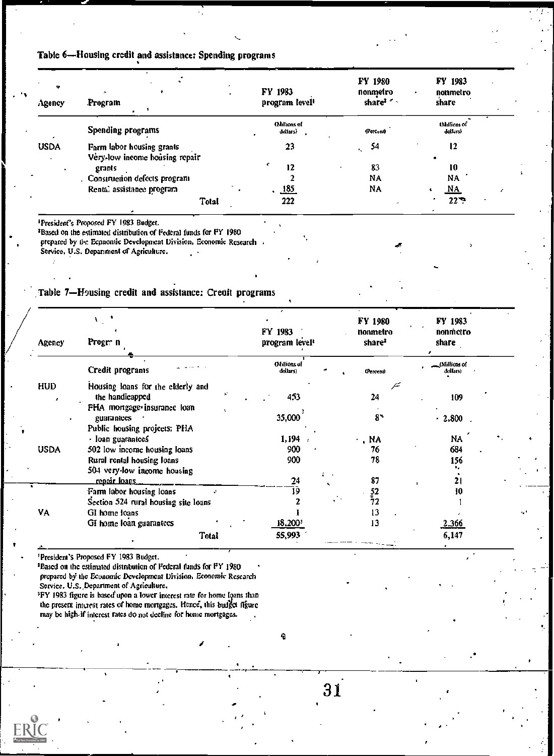Table 6—Housing credit and assistance: Spending programs

| Agency | Program | FY 1983 program level[1] | FY 1980 nonmetro share[2] | FY 1983 nonmetro share |
|---|---|---|---|---|
| | Spending programs | (Millions of dollars) | (Percent) | (Millions of dollars) |
| USDA | Farm labor housing grants | 23 | 54 | 12 |
| | Very-low income housing repair grants | 12 | 83 | 10 |
| | Construction defects program | 2 | NA | NA |
| | Rental assistance program | 185 | NA | NA |
| | Total | 222 | | 22 |

[1]President's Proposed FY 1983 Budget.
[2]Based on the estimated distribution of Federal funds for FY 1980 prepared by the Economic Development Division, Economic Research Service, U.S. Department of Agriculture.

Table 7—Housing credit and assistance: Credit programs

| Agency | Program | FY 1983 program level[1] | FY 1980 nonmetro share[2] | FY 1983 nonmetro share |
|---|---|---|---|---|
| | Credit programs | (Millions of dollars) | (Percent) | (Millions of dollars) |
| HUD | Housing loans for the elderly and the handicapped | 453 | 24 | 109 |
| | FHA mortgage insurance loan guarantees | 35,000 | 8 | 2,800 |
| | Public housing projects: PHA loan guarantees | 1,194 | NA | NA |
| USDA | 502 low income housing loans | 900 | 76 | 684 |
| | Rural rental housing loans | 900 | 78 | 156 |
| | 504 very-low income housing repair loans | 24 | 87 | 21 |
| | Farm labor housing loans | 19 | 52 | 10 |
| | Section 524 rural housing site loans | 2 | 72 | 1 |
| VA | GI home loans | 1 | 13 | |
| | GI home loan guarantees | 18,200[3] | 13 | 2,366 |
| | Total | 55,993 | | 6,147 |

[1]President's Proposed FY 1983 Budget.
[2]Based on the estimated distribution of Federal funds for FY 1980 prepared by the Economic Development Division, Economic Research Service, U.S. Department of Agriculture.
[3]FY 1983 figure is based upon a lower interest rate for home loans than the present interest rates of home mortgages. Hence, this budget figure may be high if interest rates do not decline for home mortgages.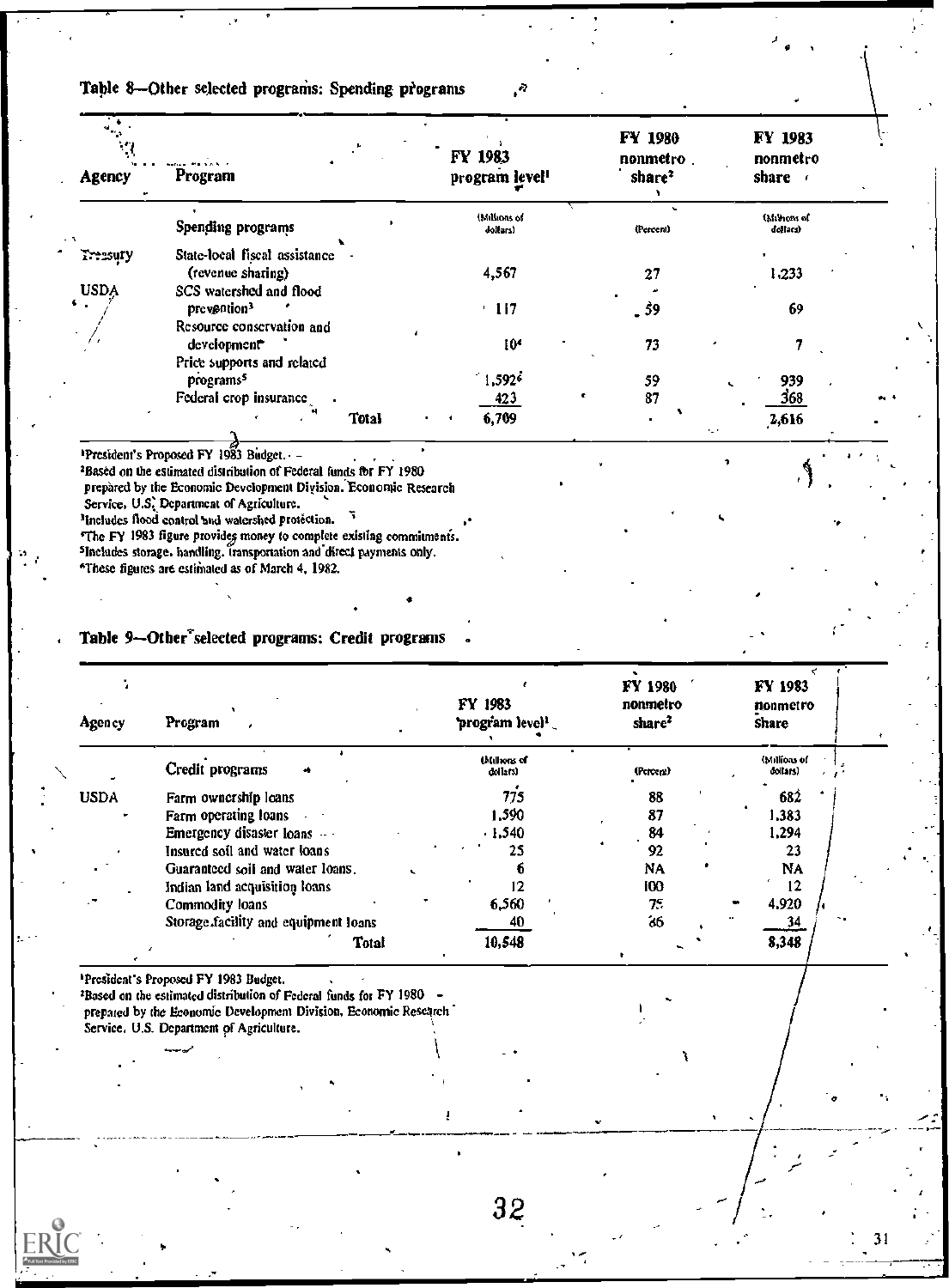## Table 8—Other selected programs: Spending programs

| Agency | Program | FY 1983 program level[1] | FY 1980 nonmetro share[2] | FY 1983 nonmetro share |
|---|---|---|---|---|
| | Spending programs | (Millions of dollars) | (Percent) | (Millions of dollars) |
| Treasury | State-local fiscal assistance (revenue sharing) | 4,567 | 27 | 1,233 |
| USDA | SCS watershed and flood prevention[3] | 117 | 59 | 69 |
| | Resource conservation and development | 10[4] | 73 | 7 |
| | Price supports and related programs[5] | 1,592[6] | 59 | 939 |
| | Federal crop insurance | 423 | 87 | 368 |
| | Total | 6,709 | | 2,616 |

[1]President's Proposed FY 1983 Budget.
[2]Based on the estimated distribution of Federal funds for FY 1980 prepared by the Economic Development Division, Economic Research Service, U.S. Department of Agriculture.
[3]Includes flood control and watershed protection.
[4]The FY 1983 figure provides money to complete existing commitments.
[5]Includes storage, handling, transportation and direct payments only.
[6]These figures are estimated as of March 4, 1982.

## Table 9—Other selected programs: Credit programs

| Agency | Program | FY 1983 program level[1] | FY 1980 nonmetro share[2] | FY 1983 nonmetro share |
|---|---|---|---|---|
| | Credit programs | (Millions of dollars) | (Percent) | (Millions of dollars) |
| USDA | Farm ownership loans | 775 | 88 | 682 |
| | Farm operating loans | 1,590 | 87 | 1,383 |
| | Emergency disaster loans | 1,540 | 84 | 1,294 |
| | Insured soil and water loans | 25 | 92 | 23 |
| | Guaranteed soil and water loans | 6 | NA | NA |
| | Indian land acquisition loans | 12 | 100 | 12 |
| | Commodity loans | 6,560 | 75 | 4,920 |
| | Storage facility and equipment loans | 40 | 86 | 34 |
| | Total | 10,548 | | 8,348 |

[1]President's Proposed FY 1983 Budget.
[2]Based on the estimated distribution of Federal funds for FY 1980 prepared by the Economic Development Division, Economic Research Service, U.S. Department of Agriculture.